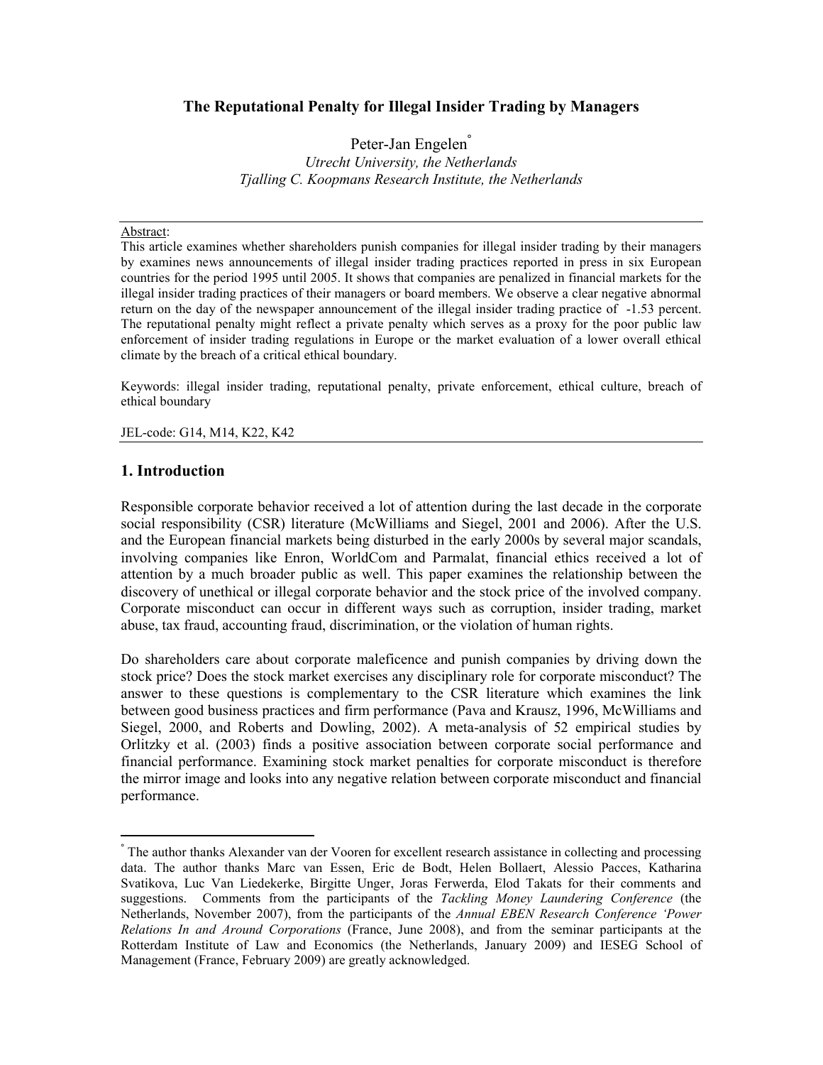# The Reputational Penalty for Illegal Insider Trading by Managers

Peter-Jan Engelen[°]

*Utrecht University, the Netherlands*
*Tjalling C. Koopmans Research Institute, the Netherlands*

---

Abstract:

This article examines whether shareholders punish companies for illegal insider trading by their managers by examines news announcements of illegal insider trading practices reported in press in six European countries for the period 1995 until 2005. It shows that companies are penalized in financial markets for the illegal insider trading practices of their managers or board members. We observe a clear negative abnormal return on the day of the newspaper announcement of the illegal insider trading practice of -1.53 percent. The reputational penalty might reflect a private penalty which serves as a proxy for the poor public law enforcement of insider trading regulations in Europe or the market evaluation of a lower overall ethical climate by the breach of a critical ethical boundary.

Keywords: illegal insider trading, reputational penalty, private enforcement, ethical culture, breach of ethical boundary

JEL-code: G14, M14, K22, K42

---

## 1. Introduction

Responsible corporate behavior received a lot of attention during the last decade in the corporate social responsibility (CSR) literature (McWilliams and Siegel, 2001 and 2006). After the U.S. and the European financial markets being disturbed in the early 2000s by several major scandals, involving companies like Enron, WorldCom and Parmalat, financial ethics received a lot of attention by a much broader public as well. This paper examines the relationship between the discovery of unethical or illegal corporate behavior and the stock price of the involved company. Corporate misconduct can occur in different ways such as corruption, insider trading, market abuse, tax fraud, accounting fraud, discrimination, or the violation of human rights.

Do shareholders care about corporate maleficence and punish companies by driving down the stock price? Does the stock market exercises any disciplinary role for corporate misconduct? The answer to these questions is complementary to the CSR literature which examines the link between good business practices and firm performance (Pava and Krausz, 1996, McWilliams and Siegel, 2000, and Roberts and Dowling, 2002). A meta-analysis of 52 empirical studies by Orlitzky et al. (2003) finds a positive association between corporate social performance and financial performance. Examining stock market penalties for corporate misconduct is therefore the mirror image and looks into any negative relation between corporate misconduct and financial performance.

---

[°] The author thanks Alexander van der Vooren for excellent research assistance in collecting and processing data. The author thanks Marc van Essen, Eric de Bodt, Helen Bollaert, Alessio Pacces, Katharina Svatikova, Luc Van Liedekerke, Birgitte Unger, Joras Ferwerda, Elod Takats for their comments and suggestions. Comments from the participants of the *Tackling Money Laundering Conference* (the Netherlands, November 2007), from the participants of the *Annual EBEN Research Conference 'Power Relations In and Around Corporations* (France, June 2008), and from the seminar participants at the Rotterdam Institute of Law and Economics (the Netherlands, January 2009) and IESEG School of Management (France, February 2009) are greatly acknowledged.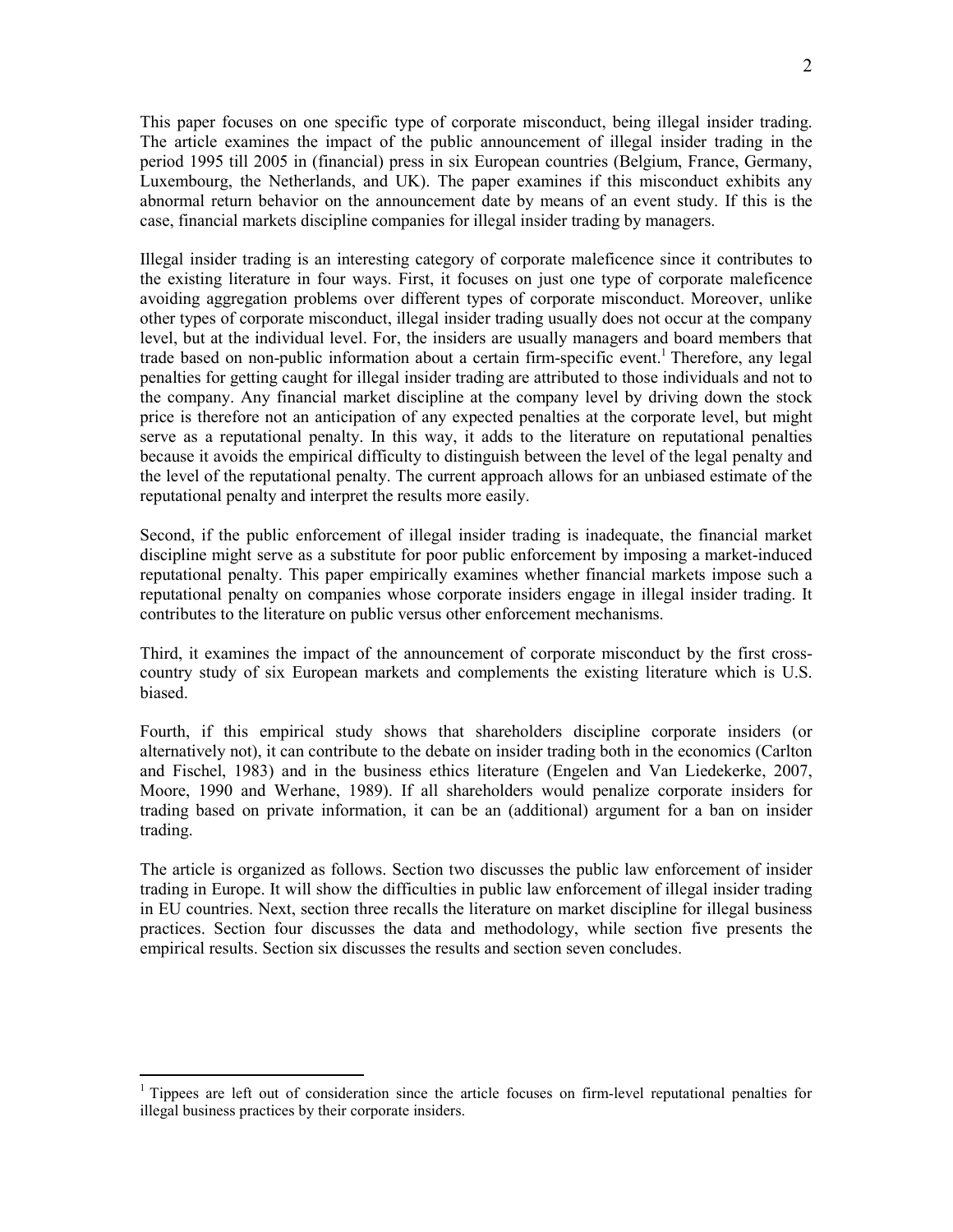This paper focuses on one specific type of corporate misconduct, being illegal insider trading. The article examines the impact of the public announcement of illegal insider trading in the period 1995 till 2005 in (financial) press in six European countries (Belgium, France, Germany, Luxembourg, the Netherlands, and UK). The paper examines if this misconduct exhibits any abnormal return behavior on the announcement date by means of an event study. If this is the case, financial markets discipline companies for illegal insider trading by managers.

Illegal insider trading is an interesting category of corporate maleficence since it contributes to the existing literature in four ways. First, it focuses on just one type of corporate maleficence avoiding aggregation problems over different types of corporate misconduct. Moreover, unlike other types of corporate misconduct, illegal insider trading usually does not occur at the company level, but at the individual level. For, the insiders are usually managers and board members that trade based on non-public information about a certain firm-specific event.[1] Therefore, any legal penalties for getting caught for illegal insider trading are attributed to those individuals and not to the company. Any financial market discipline at the company level by driving down the stock price is therefore not an anticipation of any expected penalties at the corporate level, but might serve as a reputational penalty. In this way, it adds to the literature on reputational penalties because it avoids the empirical difficulty to distinguish between the level of the legal penalty and the level of the reputational penalty. The current approach allows for an unbiased estimate of the reputational penalty and interpret the results more easily.

Second, if the public enforcement of illegal insider trading is inadequate, the financial market discipline might serve as a substitute for poor public enforcement by imposing a market-induced reputational penalty. This paper empirically examines whether financial markets impose such a reputational penalty on companies whose corporate insiders engage in illegal insider trading. It contributes to the literature on public versus other enforcement mechanisms.

Third, it examines the impact of the announcement of corporate misconduct by the first cross-country study of six European markets and complements the existing literature which is U.S. biased.

Fourth, if this empirical study shows that shareholders discipline corporate insiders (or alternatively not), it can contribute to the debate on insider trading both in the economics (Carlton and Fischel, 1983) and in the business ethics literature (Engelen and Van Liedekerke, 2007, Moore, 1990 and Werhane, 1989). If all shareholders would penalize corporate insiders for trading based on private information, it can be an (additional) argument for a ban on insider trading.

The article is organized as follows. Section two discusses the public law enforcement of insider trading in Europe. It will show the difficulties in public law enforcement of illegal insider trading in EU countries. Next, section three recalls the literature on market discipline for illegal business practices. Section four discusses the data and methodology, while section five presents the empirical results. Section six discusses the results and section seven concludes.

[1] Tippees are left out of consideration since the article focuses on firm-level reputational penalties for illegal business practices by their corporate insiders.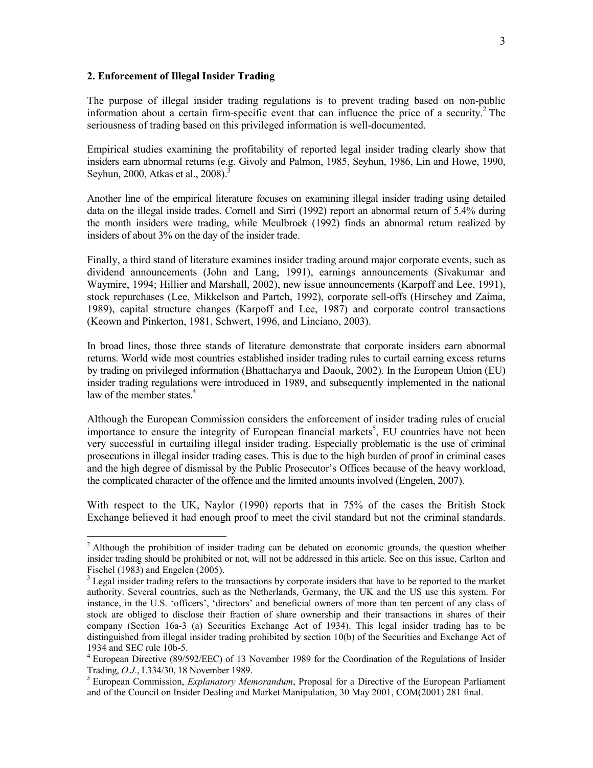## 2. Enforcement of Illegal Insider Trading

The purpose of illegal insider trading regulations is to prevent trading based on non-public information about a certain firm-specific event that can influence the price of a security.[2] The seriousness of trading based on this privileged information is well-documented.

Empirical studies examining the profitability of reported legal insider trading clearly show that insiders earn abnormal returns (e.g. Givoly and Palmon, 1985, Seyhun, 1986, Lin and Howe, 1990, Seyhun, 2000, Atkas et al., 2008).[3]

Another line of the empirical literature focuses on examining illegal insider trading using detailed data on the illegal inside trades. Cornell and Sirri (1992) report an abnormal return of 5.4% during the month insiders were trading, while Meulbroek (1992) finds an abnormal return realized by insiders of about 3% on the day of the insider trade.

Finally, a third stand of literature examines insider trading around major corporate events, such as dividend announcements (John and Lang, 1991), earnings announcements (Sivakumar and Waymire, 1994; Hillier and Marshall, 2002), new issue announcements (Karpoff and Lee, 1991), stock repurchases (Lee, Mikkelson and Partch, 1992), corporate sell-offs (Hirschey and Zaima, 1989), capital structure changes (Karpoff and Lee, 1987) and corporate control transactions (Keown and Pinkerton, 1981, Schwert, 1996, and Linciano, 2003).

In broad lines, those three stands of literature demonstrate that corporate insiders earn abnormal returns. World wide most countries established insider trading rules to curtail earning excess returns by trading on privileged information (Bhattacharya and Daouk, 2002). In the European Union (EU) insider trading regulations were introduced in 1989, and subsequently implemented in the national law of the member states.[4]

Although the European Commission considers the enforcement of insider trading rules of crucial importance to ensure the integrity of European financial markets[5], EU countries have not been very successful in curtailing illegal insider trading. Especially problematic is the use of criminal prosecutions in illegal insider trading cases. This is due to the high burden of proof in criminal cases and the high degree of dismissal by the Public Prosecutor's Offices because of the heavy workload, the complicated character of the offence and the limited amounts involved (Engelen, 2007).

With respect to the UK, Naylor (1990) reports that in 75% of the cases the British Stock Exchange believed it had enough proof to meet the civil standard but not the criminal standards.

---

[2] Although the prohibition of insider trading can be debated on economic grounds, the question whether insider trading should be prohibited or not, will not be addressed in this article. See on this issue, Carlton and Fischel (1983) and Engelen (2005).

[3] Legal insider trading refers to the transactions by corporate insiders that have to be reported to the market authority. Several countries, such as the Netherlands, Germany, the UK and the US use this system. For instance, in the U.S. 'officers', 'directors' and beneficial owners of more than ten percent of any class of stock are obliged to disclose their fraction of share ownership and their transactions in shares of their company (Section 16a-3 (a) Securities Exchange Act of 1934). This legal insider trading has to be distinguished from illegal insider trading prohibited by section 10(b) of the Securities and Exchange Act of 1934 and SEC rule 10b-5.

[4] European Directive (89/592/EEC) of 13 November 1989 for the Coordination of the Regulations of Insider Trading, *O.J.*, L334/30, 18 November 1989.

[5] European Commission, *Explanatory Memorandum*, Proposal for a Directive of the European Parliament and of the Council on Insider Dealing and Market Manipulation, 30 May 2001, COM(2001) 281 final.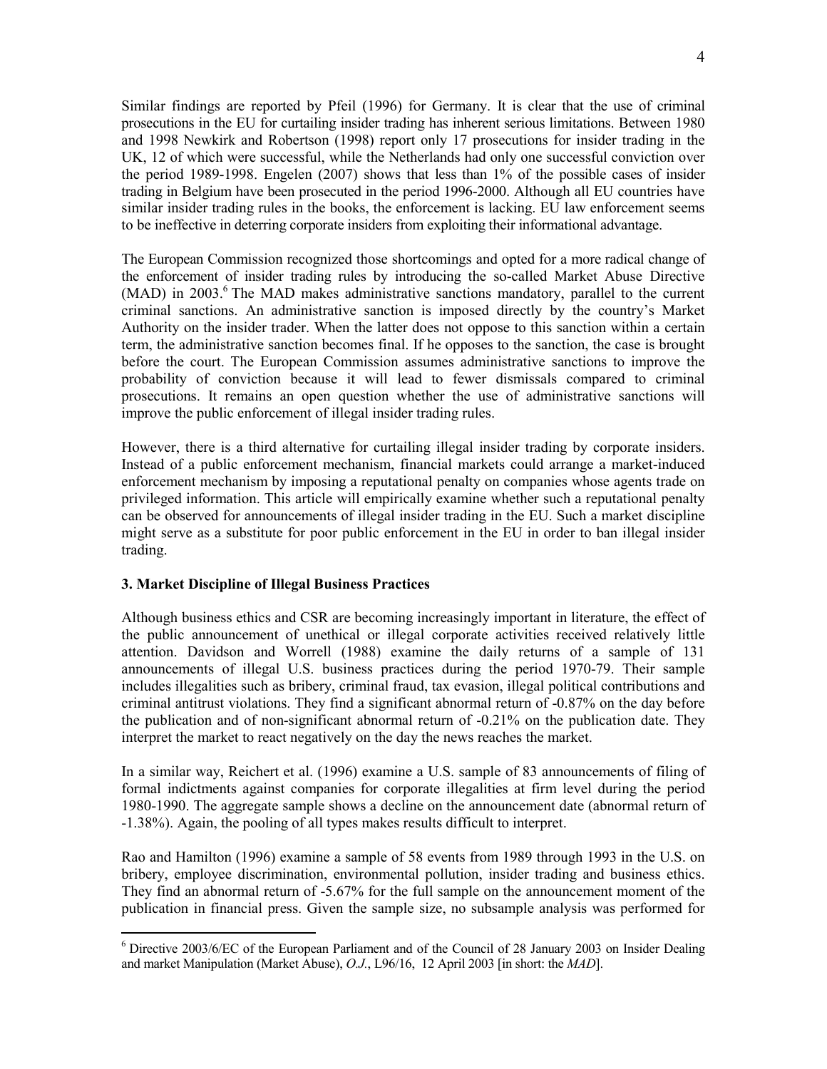Similar findings are reported by Pfeil (1996) for Germany. It is clear that the use of criminal prosecutions in the EU for curtailing insider trading has inherent serious limitations. Between 1980 and 1998 Newkirk and Robertson (1998) report only 17 prosecutions for insider trading in the UK, 12 of which were successful, while the Netherlands had only one successful conviction over the period 1989-1998. Engelen (2007) shows that less than 1% of the possible cases of insider trading in Belgium have been prosecuted in the period 1996-2000. Although all EU countries have similar insider trading rules in the books, the enforcement is lacking. EU law enforcement seems to be ineffective in deterring corporate insiders from exploiting their informational advantage.

The European Commission recognized those shortcomings and opted for a more radical change of the enforcement of insider trading rules by introducing the so-called Market Abuse Directive (MAD) in 2003.[6] The MAD makes administrative sanctions mandatory, parallel to the current criminal sanctions. An administrative sanction is imposed directly by the country's Market Authority on the insider trader. When the latter does not oppose to this sanction within a certain term, the administrative sanction becomes final. If he opposes to the sanction, the case is brought before the court. The European Commission assumes administrative sanctions to improve the probability of conviction because it will lead to fewer dismissals compared to criminal prosecutions. It remains an open question whether the use of administrative sanctions will improve the public enforcement of illegal insider trading rules.

However, there is a third alternative for curtailing illegal insider trading by corporate insiders. Instead of a public enforcement mechanism, financial markets could arrange a market-induced enforcement mechanism by imposing a reputational penalty on companies whose agents trade on privileged information. This article will empirically examine whether such a reputational penalty can be observed for announcements of illegal insider trading in the EU. Such a market discipline might serve as a substitute for poor public enforcement in the EU in order to ban illegal insider trading.

## 3. Market Discipline of Illegal Business Practices

Although business ethics and CSR are becoming increasingly important in literature, the effect of the public announcement of unethical or illegal corporate activities received relatively little attention. Davidson and Worrell (1988) examine the daily returns of a sample of 131 announcements of illegal U.S. business practices during the period 1970-79. Their sample includes illegalities such as bribery, criminal fraud, tax evasion, illegal political contributions and criminal antitrust violations. They find a significant abnormal return of -0.87% on the day before the publication and of non-significant abnormal return of -0.21% on the publication date. They interpret the market to react negatively on the day the news reaches the market.

In a similar way, Reichert et al. (1996) examine a U.S. sample of 83 announcements of filing of formal indictments against companies for corporate illegalities at firm level during the period 1980-1990. The aggregate sample shows a decline on the announcement date (abnormal return of -1.38%). Again, the pooling of all types makes results difficult to interpret.

Rao and Hamilton (1996) examine a sample of 58 events from 1989 through 1993 in the U.S. on bribery, employee discrimination, environmental pollution, insider trading and business ethics. They find an abnormal return of -5.67% for the full sample on the announcement moment of the publication in financial press. Given the sample size, no subsample analysis was performed for

[6] Directive 2003/6/EC of the European Parliament and of the Council of 28 January 2003 on Insider Dealing and market Manipulation (Market Abuse), *O.J.*, L96/16, 12 April 2003 [in short: the *MAD*].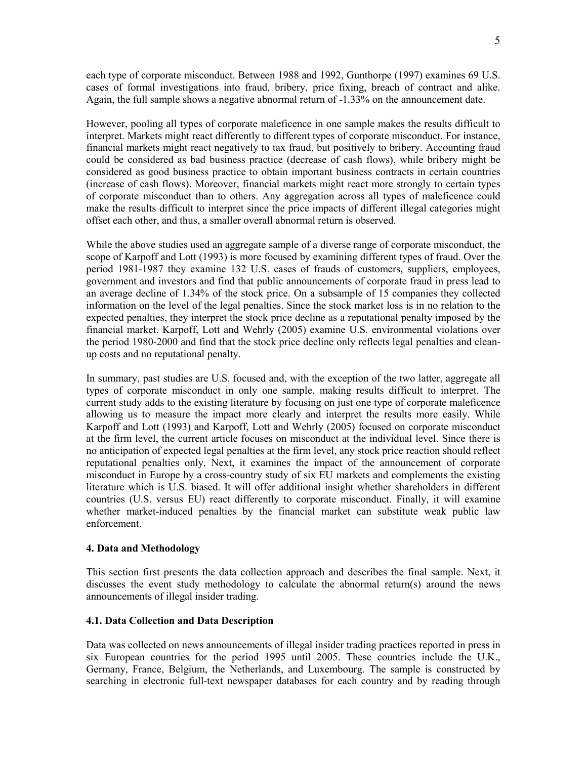each type of corporate misconduct. Between 1988 and 1992, Gunthorpe (1997) examines 69 U.S. cases of formal investigations into fraud, bribery, price fixing, breach of contract and alike. Again, the full sample shows a negative abnormal return of -1.33% on the announcement date.

However, pooling all types of corporate maleficence in one sample makes the results difficult to interpret. Markets might react differently to different types of corporate misconduct. For instance, financial markets might react negatively to tax fraud, but positively to bribery. Accounting fraud could be considered as bad business practice (decrease of cash flows), while bribery might be considered as good business practice to obtain important business contracts in certain countries (increase of cash flows). Moreover, financial markets might react more strongly to certain types of corporate misconduct than to others. Any aggregation across all types of maleficence could make the results difficult to interpret since the price impacts of different illegal categories might offset each other, and thus, a smaller overall abnormal return is observed.

While the above studies used an aggregate sample of a diverse range of corporate misconduct, the scope of Karpoff and Lott (1993) is more focused by examining different types of fraud. Over the period 1981-1987 they examine 132 U.S. cases of frauds of customers, suppliers, employees, government and investors and find that public announcements of corporate fraud in press lead to an average decline of 1.34% of the stock price. On a subsample of 15 companies they collected information on the level of the legal penalties. Since the stock market loss is in no relation to the expected penalties, they interpret the stock price decline as a reputational penalty imposed by the financial market. Karpoff, Lott and Wehrly (2005) examine U.S. environmental violations over the period 1980-2000 and find that the stock price decline only reflects legal penalties and clean-up costs and no reputational penalty.

In summary, past studies are U.S. focused and, with the exception of the two latter, aggregate all types of corporate misconduct in only one sample, making results difficult to interpret. The current study adds to the existing literature by focusing on just one type of corporate maleficence allowing us to measure the impact more clearly and interpret the results more easily. While Karpoff and Lott (1993) and Karpoff, Lott and Wehrly (2005) focused on corporate misconduct at the firm level, the current article focuses on misconduct at the individual level. Since there is no anticipation of expected legal penalties at the firm level, any stock price reaction should reflect reputational penalties only. Next, it examines the impact of the announcement of corporate misconduct in Europe by a cross-country study of six EU markets and complements the existing literature which is U.S. biased. It will offer additional insight whether shareholders in different countries (U.S. versus EU) react differently to corporate misconduct. Finally, it will examine whether market-induced penalties by the financial market can substitute weak public law enforcement.

### 4. Data and Methodology

This section first presents the data collection approach and describes the final sample. Next, it discusses the event study methodology to calculate the abnormal return(s) around the news announcements of illegal insider trading.

#### 4.1. Data Collection and Data Description

Data was collected on news announcements of illegal insider trading practices reported in press in six European countries for the period 1995 until 2005. These countries include the U.K., Germany, France, Belgium, the Netherlands, and Luxembourg. The sample is constructed by searching in electronic full-text newspaper databases for each country and by reading through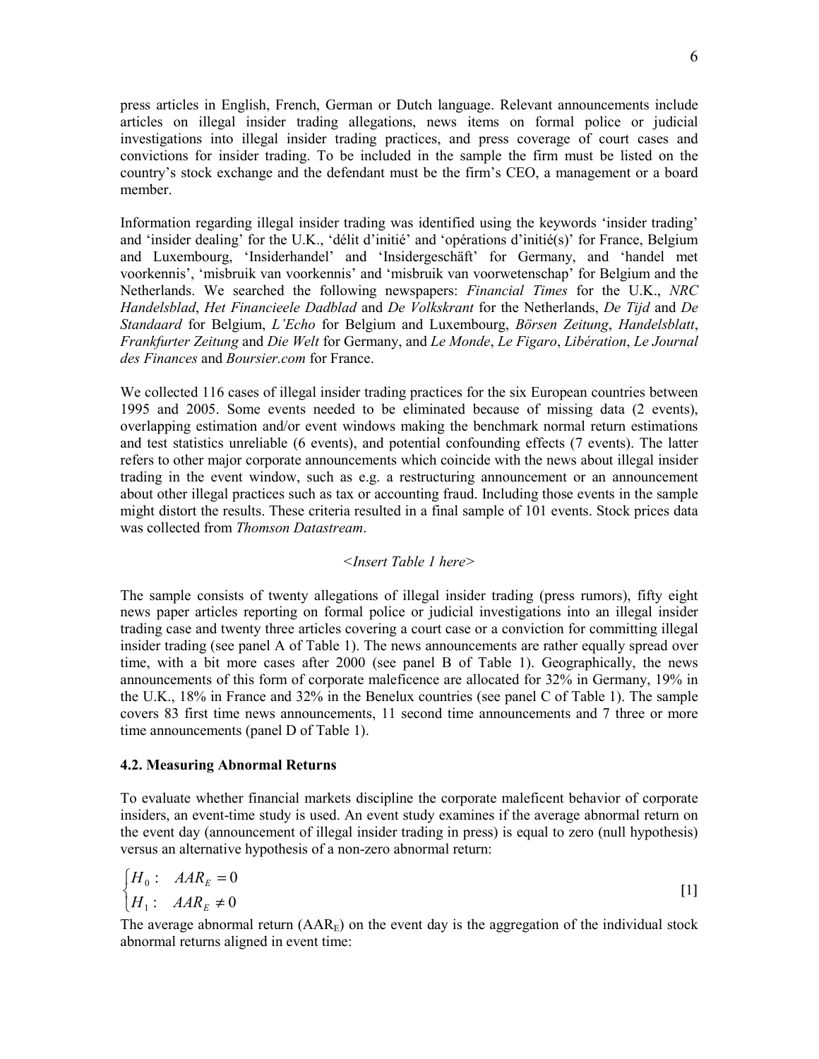press articles in English, French, German or Dutch language. Relevant announcements include articles on illegal insider trading allegations, news items on formal police or judicial investigations into illegal insider trading practices, and press coverage of court cases and convictions for insider trading. To be included in the sample the firm must be listed on the country's stock exchange and the defendant must be the firm's CEO, a management or a board member.

Information regarding illegal insider trading was identified using the keywords 'insider trading' and 'insider dealing' for the U.K., 'délit d'initié' and 'opérations d'initié(s)' for France, Belgium and Luxembourg, 'Insiderhandel' and 'Insidergeschäft' for Germany, and 'handel met voorkennis', 'misbruik van voorkennis' and 'misbruik van voorwetenschap' for Belgium and the Netherlands. We searched the following newspapers: *Financial Times* for the U.K., *NRC Handelsblad*, *Het Financieele Dadblad* and *De Volkskrant* for the Netherlands, *De Tijd* and *De Standaard* for Belgium, *L'Echo* for Belgium and Luxembourg, *Börsen Zeitung*, *Handelsblatt*, *Frankfurter Zeitung* and *Die Welt* for Germany, and *Le Monde*, *Le Figaro*, *Libération*, *Le Journal des Finances* and *Boursier.com* for France.

We collected 116 cases of illegal insider trading practices for the six European countries between 1995 and 2005. Some events needed to be eliminated because of missing data (2 events), overlapping estimation and/or event windows making the benchmark normal return estimations and test statistics unreliable (6 events), and potential confounding effects (7 events). The latter refers to other major corporate announcements which coincide with the news about illegal insider trading in the event window, such as e.g. a restructuring announcement or an announcement about other illegal practices such as tax or accounting fraud. Including those events in the sample might distort the results. These criteria resulted in a final sample of 101 events. Stock prices data was collected from *Thomson Datastream*.

*<Insert Table 1 here>*

The sample consists of twenty allegations of illegal insider trading (press rumors), fifty eight news paper articles reporting on formal police or judicial investigations into an illegal insider trading case and twenty three articles covering a court case or a conviction for committing illegal insider trading (see panel A of Table 1). The news announcements are rather equally spread over time, with a bit more cases after 2000 (see panel B of Table 1). Geographically, the news announcements of this form of corporate maleficence are allocated for 32% in Germany, 19% in the U.K., 18% in France and 32% in the Benelux countries (see panel C of Table 1). The sample covers 83 first time news announcements, 11 second time announcements and 7 three or more time announcements (panel D of Table 1).

### 4.2. Measuring Abnormal Returns

To evaluate whether financial markets discipline the corporate maleficent behavior of corporate insiders, an event-time study is used. An event study examines if the average abnormal return on the event day (announcement of illegal insider trading in press) is equal to zero (null hypothesis) versus an alternative hypothesis of a non-zero abnormal return:

$$\begin{cases} H_0: & AAR_E = 0 \\ H_1: & AAR_E \neq 0 \end{cases} \qquad [1]$$

The average abnormal return ($AAR_E$) on the event day is the aggregation of the individual stock abnormal returns aligned in event time: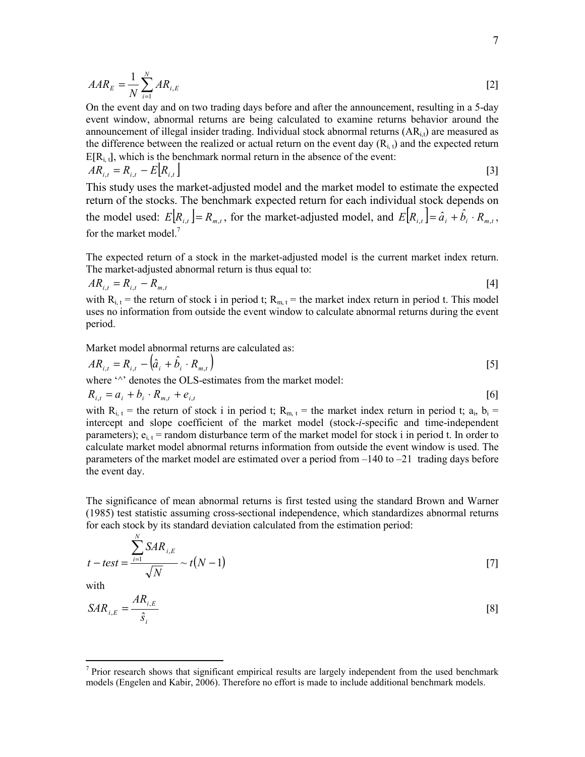$$AAR_E = \frac{1}{N} \sum_{i=1}^{N} AR_{i,E} \qquad [2]$$

On the event day and on two trading days before and after the announcement, resulting in a 5-day event window, abnormal returns are being calculated to examine returns behavior around the announcement of illegal insider trading. Individual stock abnormal returns ($AR_{i,t}$) are measured as the difference between the realized or actual return on the event day ($R_{i,t}$) and the expected return $E[R_{i,t}]$, which is the benchmark normal return in the absence of the event:

$$AR_{i,t} = R_{i,t} - E[R_{i,t}] \qquad [3]$$

This study uses the market-adjusted model and the market model to estimate the expected return of the stocks. The benchmark expected return for each individual stock depends on the model used: $E[R_{i,t}] = R_{m,t}$, for the market-adjusted model, and $E[R_{i,t}] = \hat{a}_i + \hat{b}_i \cdot R_{m,t}$, for the market model.[7]

The expected return of a stock in the market-adjusted model is the current market index return. The market-adjusted abnormal return is thus equal to:

$$AR_{i,t} = R_{i,t} - R_{m,t} \qquad [4]$$

with $R_{i,t}$ = the return of stock i in period t; $R_{m,t}$ = the market index return in period t. This model uses no information from outside the event window to calculate abnormal returns during the event period.

Market model abnormal returns are calculated as:

$$AR_{i,t} = R_{i,t} - \left(\hat{a}_i + \hat{b}_i \cdot R_{m,t}\right) \qquad [5]$$

where '^' denotes the OLS-estimates from the market model:

$$R_{i,t} = a_i + b_i \cdot R_{m,t} + e_{i,t} \qquad [6]$$

with $R_{i,t}$ = the return of stock i in period t; $R_{m,t}$ = the market index return in period t; $a_i$, $b_i$ = intercept and slope coefficient of the market model (stock-*i*-specific and time-independent parameters); $e_{i,t}$ = random disturbance term of the market model for stock i in period t. In order to calculate market model abnormal returns information from outside the event window is used. The parameters of the market model are estimated over a period from –140 to –21 trading days before the event day.

The significance of mean abnormal returns is first tested using the standard Brown and Warner (1985) test statistic assuming cross-sectional independence, which standardizes abnormal returns for each stock by its standard deviation calculated from the estimation period:

$$t-test = \frac{\sum_{i=1}^{N} SAR_{i,E}}{\sqrt{N}} \sim t(N-1) \qquad [7]$$

with

$$SAR_{i,E} = \frac{AR_{i,E}}{\hat{s}_i} \qquad [8]$$

[7] Prior research shows that significant empirical results are largely independent from the used benchmark models (Engelen and Kabir, 2006). Therefore no effort is made to include additional benchmark models.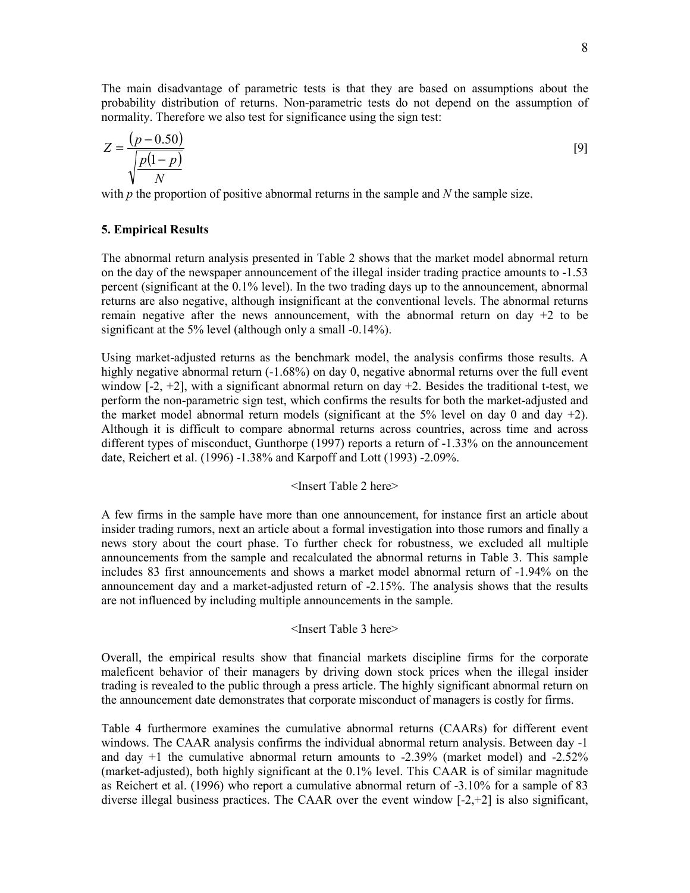The main disadvantage of parametric tests is that they are based on assumptions about the probability distribution of returns. Non-parametric tests do not depend on the assumption of normality. Therefore we also test for significance using the sign test:

$$Z = \frac{(p - 0.50)}{\sqrt{\frac{p(1-p)}{N}}} \qquad [9]$$

with $p$ the proportion of positive abnormal returns in the sample and $N$ the sample size.

## 5. Empirical Results

The abnormal return analysis presented in Table 2 shows that the market model abnormal return on the day of the newspaper announcement of the illegal insider trading practice amounts to -1.53 percent (significant at the 0.1% level). In the two trading days up to the announcement, abnormal returns are also negative, although insignificant at the conventional levels. The abnormal returns remain negative after the news announcement, with the abnormal return on day +2 to be significant at the 5% level (although only a small -0.14%).

Using market-adjusted returns as the benchmark model, the analysis confirms those results. A highly negative abnormal return (-1.68%) on day 0, negative abnormal returns over the full event window [-2, +2], with a significant abnormal return on day +2. Besides the traditional t-test, we perform the non-parametric sign test, which confirms the results for both the market-adjusted and the market model abnormal return models (significant at the 5% level on day 0 and day +2). Although it is difficult to compare abnormal returns across countries, across time and across different types of misconduct, Gunthorpe (1997) reports a return of -1.33% on the announcement date, Reichert et al. (1996) -1.38% and Karpoff and Lott (1993) -2.09%.

<Insert Table 2 here>

A few firms in the sample have more than one announcement, for instance first an article about insider trading rumors, next an article about a formal investigation into those rumors and finally a news story about the court phase. To further check for robustness, we excluded all multiple announcements from the sample and recalculated the abnormal returns in Table 3. This sample includes 83 first announcements and shows a market model abnormal return of -1.94% on the announcement day and a market-adjusted return of -2.15%. The analysis shows that the results are not influenced by including multiple announcements in the sample.

<Insert Table 3 here>

Overall, the empirical results show that financial markets discipline firms for the corporate maleficent behavior of their managers by driving down stock prices when the illegal insider trading is revealed to the public through a press article. The highly significant abnormal return on the announcement date demonstrates that corporate misconduct of managers is costly for firms.

Table 4 furthermore examines the cumulative abnormal returns (CAARs) for different event windows. The CAAR analysis confirms the individual abnormal return analysis. Between day -1 and day +1 the cumulative abnormal return amounts to -2.39% (market model) and -2.52% (market-adjusted), both highly significant at the 0.1% level. This CAAR is of similar magnitude as Reichert et al. (1996) who report a cumulative abnormal return of -3.10% for a sample of 83 diverse illegal business practices. The CAAR over the event window [-2,+2] is also significant,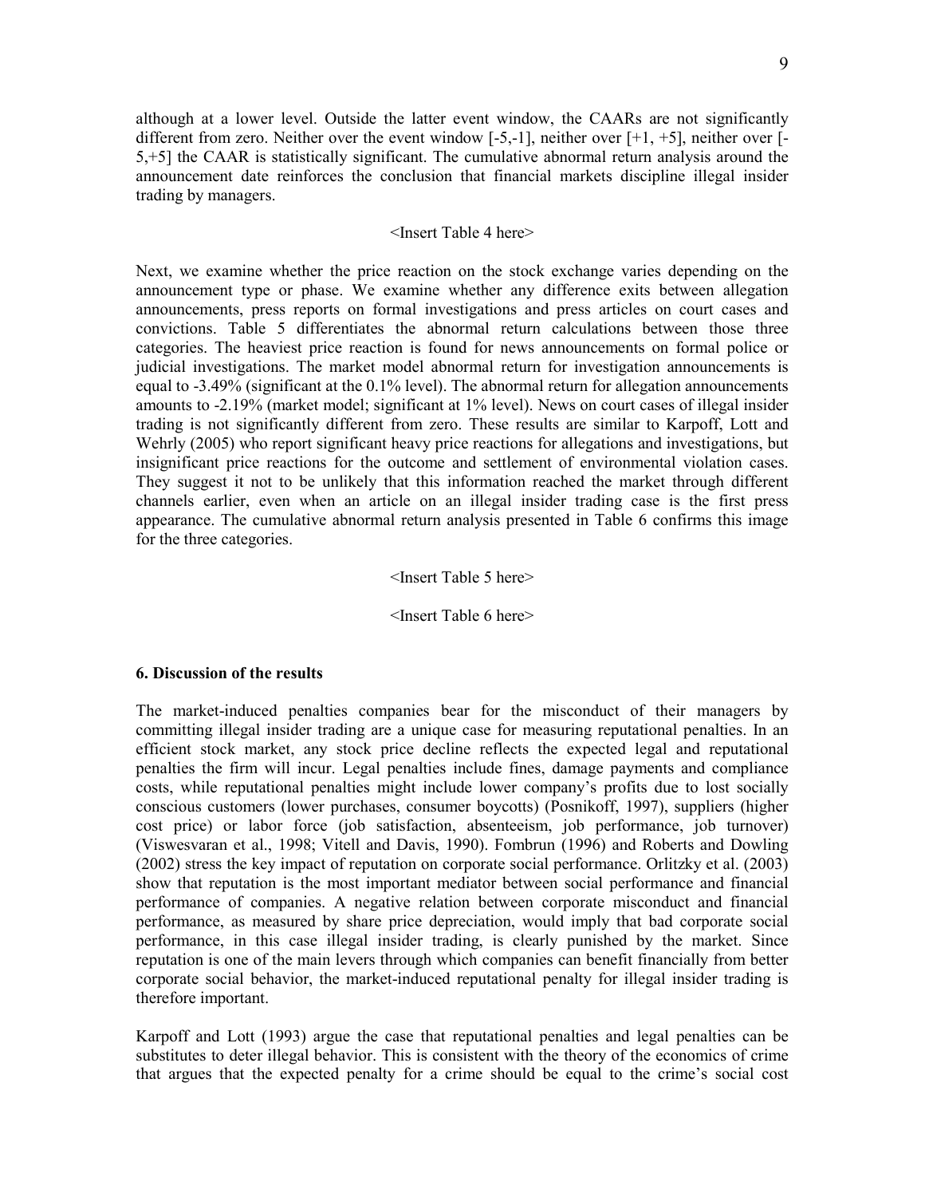although at a lower level. Outside the latter event window, the CAARs are not significantly different from zero. Neither over the event window [-5,-1], neither over [+1, +5], neither over [-5,+5] the CAAR is statistically significant. The cumulative abnormal return analysis around the announcement date reinforces the conclusion that financial markets discipline illegal insider trading by managers.

<Insert Table 4 here>

Next, we examine whether the price reaction on the stock exchange varies depending on the announcement type or phase. We examine whether any difference exits between allegation announcements, press reports on formal investigations and press articles on court cases and convictions. Table 5 differentiates the abnormal return calculations between those three categories. The heaviest price reaction is found for news announcements on formal police or judicial investigations. The market model abnormal return for investigation announcements is equal to -3.49% (significant at the 0.1% level). The abnormal return for allegation announcements amounts to -2.19% (market model; significant at 1% level). News on court cases of illegal insider trading is not significantly different from zero. These results are similar to Karpoff, Lott and Wehrly (2005) who report significant heavy price reactions for allegations and investigations, but insignificant price reactions for the outcome and settlement of environmental violation cases. They suggest it not to be unlikely that this information reached the market through different channels earlier, even when an article on an illegal insider trading case is the first press appearance. The cumulative abnormal return analysis presented in Table 6 confirms this image for the three categories.

<Insert Table 5 here>

<Insert Table 6 here>

### 6. Discussion of the results

The market-induced penalties companies bear for the misconduct of their managers by committing illegal insider trading are a unique case for measuring reputational penalties. In an efficient stock market, any stock price decline reflects the expected legal and reputational penalties the firm will incur. Legal penalties include fines, damage payments and compliance costs, while reputational penalties might include lower company's profits due to lost socially conscious customers (lower purchases, consumer boycotts) (Posnikoff, 1997), suppliers (higher cost price) or labor force (job satisfaction, absenteeism, job performance, job turnover) (Viswesvaran et al., 1998; Vitell and Davis, 1990). Fombrun (1996) and Roberts and Dowling (2002) stress the key impact of reputation on corporate social performance. Orlitzky et al. (2003) show that reputation is the most important mediator between social performance and financial performance of companies. A negative relation between corporate misconduct and financial performance, as measured by share price depreciation, would imply that bad corporate social performance, in this case illegal insider trading, is clearly punished by the market. Since reputation is one of the main levers through which companies can benefit financially from better corporate social behavior, the market-induced reputational penalty for illegal insider trading is therefore important.

Karpoff and Lott (1993) argue the case that reputational penalties and legal penalties can be substitutes to deter illegal behavior. This is consistent with the theory of the economics of crime that argues that the expected penalty for a crime should be equal to the crime's social cost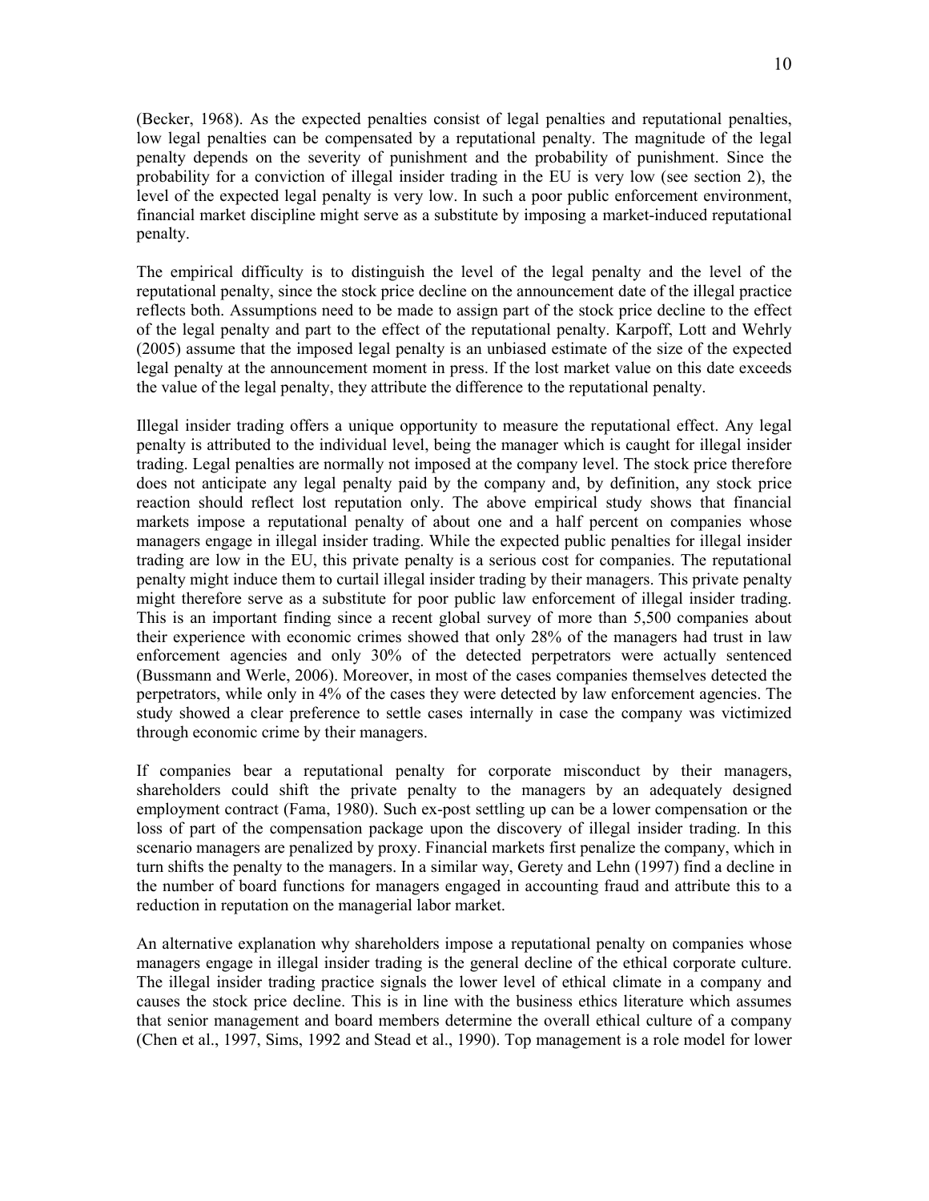(Becker, 1968). As the expected penalties consist of legal penalties and reputational penalties, low legal penalties can be compensated by a reputational penalty. The magnitude of the legal penalty depends on the severity of punishment and the probability of punishment. Since the probability for a conviction of illegal insider trading in the EU is very low (see section 2), the level of the expected legal penalty is very low. In such a poor public enforcement environment, financial market discipline might serve as a substitute by imposing a market-induced reputational penalty.

The empirical difficulty is to distinguish the level of the legal penalty and the level of the reputational penalty, since the stock price decline on the announcement date of the illegal practice reflects both. Assumptions need to be made to assign part of the stock price decline to the effect of the legal penalty and part to the effect of the reputational penalty. Karpoff, Lott and Wehrly (2005) assume that the imposed legal penalty is an unbiased estimate of the size of the expected legal penalty at the announcement moment in press. If the lost market value on this date exceeds the value of the legal penalty, they attribute the difference to the reputational penalty.

Illegal insider trading offers a unique opportunity to measure the reputational effect. Any legal penalty is attributed to the individual level, being the manager which is caught for illegal insider trading. Legal penalties are normally not imposed at the company level. The stock price therefore does not anticipate any legal penalty paid by the company and, by definition, any stock price reaction should reflect lost reputation only. The above empirical study shows that financial markets impose a reputational penalty of about one and a half percent on companies whose managers engage in illegal insider trading. While the expected public penalties for illegal insider trading are low in the EU, this private penalty is a serious cost for companies. The reputational penalty might induce them to curtail illegal insider trading by their managers. This private penalty might therefore serve as a substitute for poor public law enforcement of illegal insider trading. This is an important finding since a recent global survey of more than 5,500 companies about their experience with economic crimes showed that only 28% of the managers had trust in law enforcement agencies and only 30% of the detected perpetrators were actually sentenced (Bussmann and Werle, 2006). Moreover, in most of the cases companies themselves detected the perpetrators, while only in 4% of the cases they were detected by law enforcement agencies. The study showed a clear preference to settle cases internally in case the company was victimized through economic crime by their managers.

If companies bear a reputational penalty for corporate misconduct by their managers, shareholders could shift the private penalty to the managers by an adequately designed employment contract (Fama, 1980). Such ex-post settling up can be a lower compensation or the loss of part of the compensation package upon the discovery of illegal insider trading. In this scenario managers are penalized by proxy. Financial markets first penalize the company, which in turn shifts the penalty to the managers. In a similar way, Gerety and Lehn (1997) find a decline in the number of board functions for managers engaged in accounting fraud and attribute this to a reduction in reputation on the managerial labor market.

An alternative explanation why shareholders impose a reputational penalty on companies whose managers engage in illegal insider trading is the general decline of the ethical corporate culture. The illegal insider trading practice signals the lower level of ethical climate in a company and causes the stock price decline. This is in line with the business ethics literature which assumes that senior management and board members determine the overall ethical culture of a company (Chen et al., 1997, Sims, 1992 and Stead et al., 1990). Top management is a role model for lower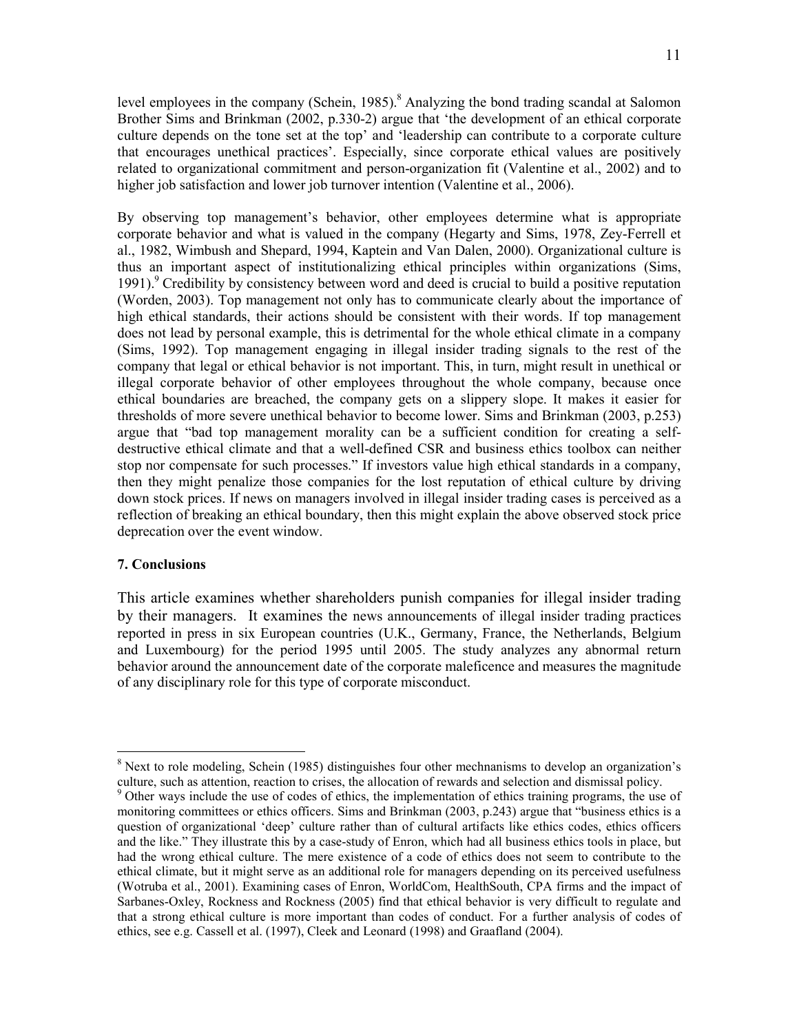level employees in the company (Schein, 1985).[8] Analyzing the bond trading scandal at Salomon Brother Sims and Brinkman (2002, p.330-2) argue that 'the development of an ethical corporate culture depends on the tone set at the top' and 'leadership can contribute to a corporate culture that encourages unethical practices'. Especially, since corporate ethical values are positively related to organizational commitment and person-organization fit (Valentine et al., 2002) and to higher job satisfaction and lower job turnover intention (Valentine et al., 2006).

By observing top management's behavior, other employees determine what is appropriate corporate behavior and what is valued in the company (Hegarty and Sims, 1978, Zey-Ferrell et al., 1982, Wimbush and Shepard, 1994, Kaptein and Van Dalen, 2000). Organizational culture is thus an important aspect of institutionalizing ethical principles within organizations (Sims, 1991).[9] Credibility by consistency between word and deed is crucial to build a positive reputation (Worden, 2003). Top management not only has to communicate clearly about the importance of high ethical standards, their actions should be consistent with their words. If top management does not lead by personal example, this is detrimental for the whole ethical climate in a company (Sims, 1992). Top management engaging in illegal insider trading signals to the rest of the company that legal or ethical behavior is not important. This, in turn, might result in unethical or illegal corporate behavior of other employees throughout the whole company, because once ethical boundaries are breached, the company gets on a slippery slope. It makes it easier for thresholds of more severe unethical behavior to become lower. Sims and Brinkman (2003, p.253) argue that "bad top management morality can be a sufficient condition for creating a self-destructive ethical climate and that a well-defined CSR and business ethics toolbox can neither stop nor compensate for such processes." If investors value high ethical standards in a company, then they might penalize those companies for the lost reputation of ethical culture by driving down stock prices. If news on managers involved in illegal insider trading cases is perceived as a reflection of breaking an ethical boundary, then this might explain the above observed stock price deprecation over the event window.

## 7. Conclusions

This article examines whether shareholders punish companies for illegal insider trading by their managers. It examines the news announcements of illegal insider trading practices reported in press in six European countries (U.K., Germany, France, the Netherlands, Belgium and Luxembourg) for the period 1995 until 2005. The study analyzes any abnormal return behavior around the announcement date of the corporate maleficence and measures the magnitude of any disciplinary role for this type of corporate misconduct.

---

[8] Next to role modeling, Schein (1985) distinguishes four other mechnanisms to develop an organization's culture, such as attention, reaction to crises, the allocation of rewards and selection and dismissal policy.

[9] Other ways include the use of codes of ethics, the implementation of ethics training programs, the use of monitoring committees or ethics officers. Sims and Brinkman (2003, p.243) argue that "business ethics is a question of organizational 'deep' culture rather than of cultural artifacts like ethics codes, ethics officers and the like." They illustrate this by a case-study of Enron, which had all business ethics tools in place, but had the wrong ethical culture. The mere existence of a code of ethics does not seem to contribute to the ethical climate, but it might serve as an additional role for managers depending on its perceived usefulness (Wotruba et al., 2001). Examining cases of Enron, WorldCom, HealthSouth, CPA firms and the impact of Sarbanes-Oxley, Rockness and Rockness (2005) find that ethical behavior is very difficult to regulate and that a strong ethical culture is more important than codes of conduct. For a further analysis of codes of ethics, see e.g. Cassell et al. (1997), Cleek and Leonard (1998) and Graafland (2004).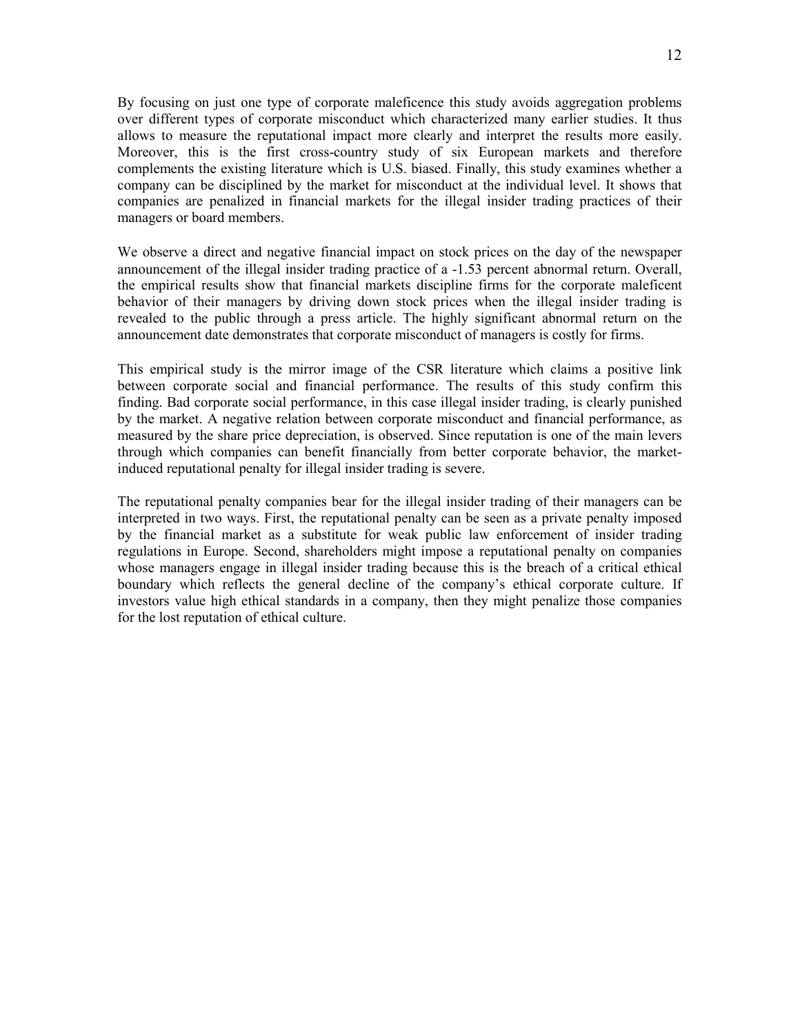By focusing on just one type of corporate maleficence this study avoids aggregation problems over different types of corporate misconduct which characterized many earlier studies. It thus allows to measure the reputational impact more clearly and interpret the results more easily. Moreover, this is the first cross-country study of six European markets and therefore complements the existing literature which is U.S. biased. Finally, this study examines whether a company can be disciplined by the market for misconduct at the individual level. It shows that companies are penalized in financial markets for the illegal insider trading practices of their managers or board members.

We observe a direct and negative financial impact on stock prices on the day of the newspaper announcement of the illegal insider trading practice of a -1.53 percent abnormal return. Overall, the empirical results show that financial markets discipline firms for the corporate maleficent behavior of their managers by driving down stock prices when the illegal insider trading is revealed to the public through a press article. The highly significant abnormal return on the announcement date demonstrates that corporate misconduct of managers is costly for firms.

This empirical study is the mirror image of the CSR literature which claims a positive link between corporate social and financial performance. The results of this study confirm this finding. Bad corporate social performance, in this case illegal insider trading, is clearly punished by the market. A negative relation between corporate misconduct and financial performance, as measured by the share price depreciation, is observed. Since reputation is one of the main levers through which companies can benefit financially from better corporate behavior, the market-induced reputational penalty for illegal insider trading is severe.

The reputational penalty companies bear for the illegal insider trading of their managers can be interpreted in two ways. First, the reputational penalty can be seen as a private penalty imposed by the financial market as a substitute for weak public law enforcement of insider trading regulations in Europe. Second, shareholders might impose a reputational penalty on companies whose managers engage in illegal insider trading because this is the breach of a critical ethical boundary which reflects the general decline of the company's ethical corporate culture. If investors value high ethical standards in a company, then they might penalize those companies for the lost reputation of ethical culture.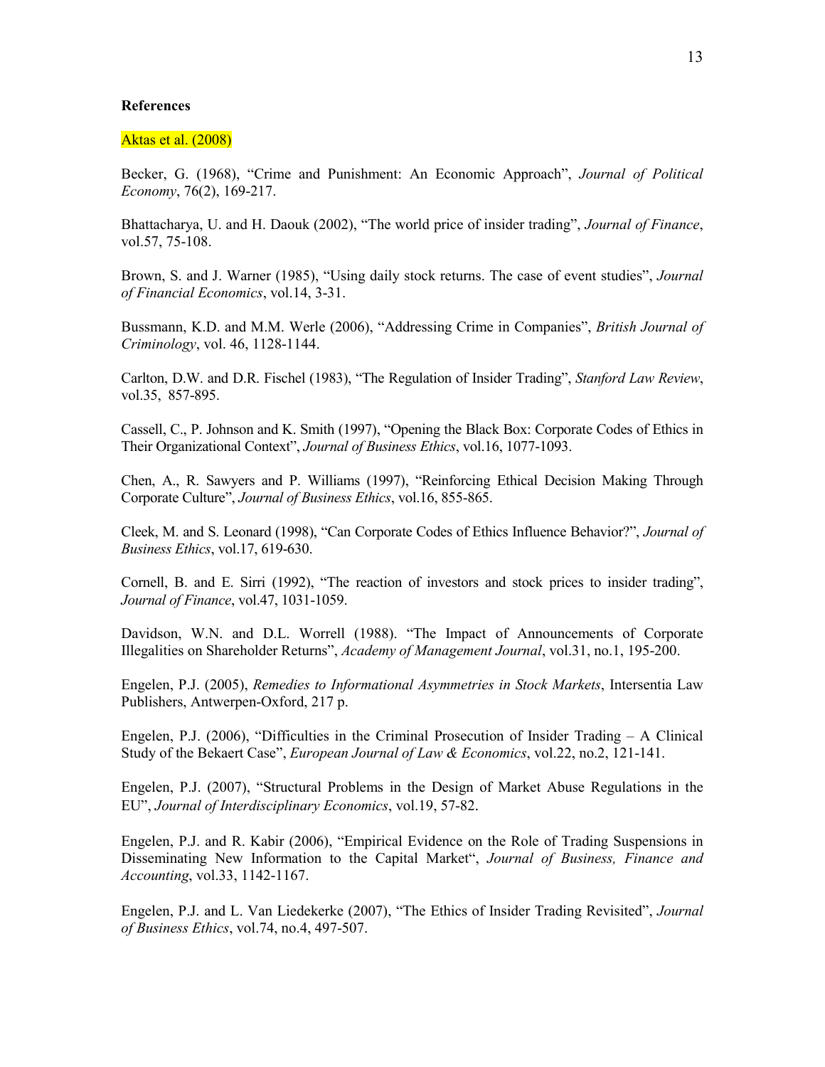**References**

Aktas et al. (2008)

Becker, G. (1968), "Crime and Punishment: An Economic Approach", *Journal of Political Economy*, 76(2), 169-217.

Bhattacharya, U. and H. Daouk (2002), "The world price of insider trading", *Journal of Finance*, vol.57, 75-108.

Brown, S. and J. Warner (1985), "Using daily stock returns. The case of event studies", *Journal of Financial Economics*, vol.14, 3-31.

Bussmann, K.D. and M.M. Werle (2006), "Addressing Crime in Companies", *British Journal of Criminology*, vol. 46, 1128-1144.

Carlton, D.W. and D.R. Fischel (1983), "The Regulation of Insider Trading", *Stanford Law Review*, vol.35, 857-895.

Cassell, C., P. Johnson and K. Smith (1997), "Opening the Black Box: Corporate Codes of Ethics in Their Organizational Context", *Journal of Business Ethics*, vol.16, 1077-1093.

Chen, A., R. Sawyers and P. Williams (1997), "Reinforcing Ethical Decision Making Through Corporate Culture", *Journal of Business Ethics*, vol.16, 855-865.

Cleek, M. and S. Leonard (1998), "Can Corporate Codes of Ethics Influence Behavior?", *Journal of Business Ethics*, vol.17, 619-630.

Cornell, B. and E. Sirri (1992), "The reaction of investors and stock prices to insider trading", *Journal of Finance*, vol.47, 1031-1059.

Davidson, W.N. and D.L. Worrell (1988). "The Impact of Announcements of Corporate Illegalities on Shareholder Returns", *Academy of Management Journal*, vol.31, no.1, 195-200.

Engelen, P.J. (2005), *Remedies to Informational Asymmetries in Stock Markets*, Intersentia Law Publishers, Antwerpen-Oxford, 217 p.

Engelen, P.J. (2006), "Difficulties in the Criminal Prosecution of Insider Trading – A Clinical Study of the Bekaert Case", *European Journal of Law & Economics*, vol.22, no.2, 121-141.

Engelen, P.J. (2007), "Structural Problems in the Design of Market Abuse Regulations in the EU", *Journal of Interdisciplinary Economics*, vol.19, 57-82.

Engelen, P.J. and R. Kabir (2006), "Empirical Evidence on the Role of Trading Suspensions in Disseminating New Information to the Capital Market", *Journal of Business, Finance and Accounting*, vol.33, 1142-1167.

Engelen, P.J. and L. Van Liedekerke (2007), "The Ethics of Insider Trading Revisited", *Journal of Business Ethics*, vol.74, no.4, 497-507.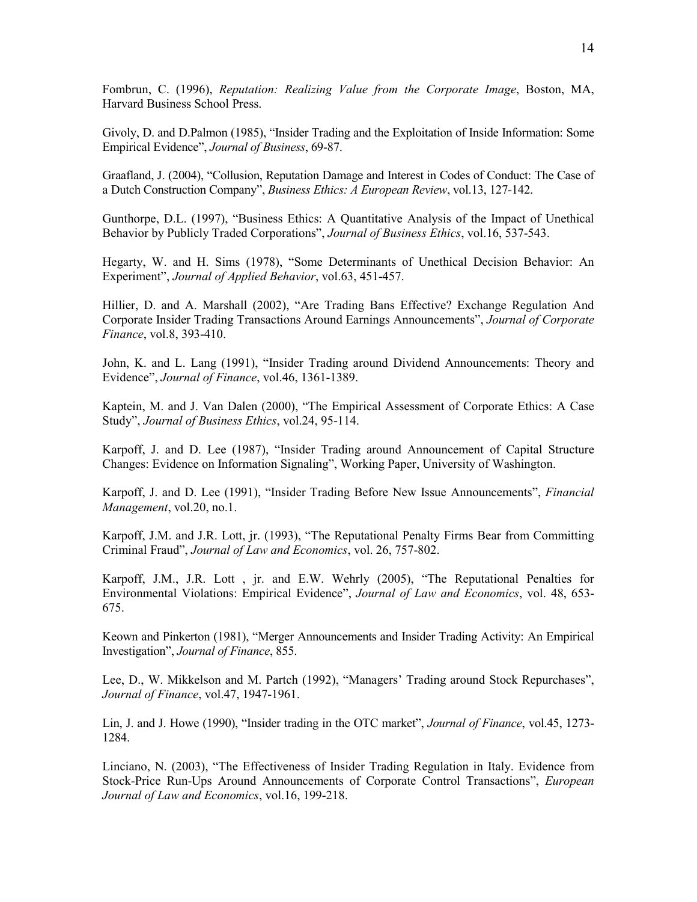Fombrun, C. (1996), *Reputation: Realizing Value from the Corporate Image*, Boston, MA, Harvard Business School Press.

Givoly, D. and D.Palmon (1985), "Insider Trading and the Exploitation of Inside Information: Some Empirical Evidence", *Journal of Business*, 69-87.

Graafland, J. (2004), "Collusion, Reputation Damage and Interest in Codes of Conduct: The Case of a Dutch Construction Company", *Business Ethics: A European Review*, vol.13, 127-142.

Gunthorpe, D.L. (1997), "Business Ethics: A Quantitative Analysis of the Impact of Unethical Behavior by Publicly Traded Corporations", *Journal of Business Ethics*, vol.16, 537-543.

Hegarty, W. and H. Sims (1978), "Some Determinants of Unethical Decision Behavior: An Experiment", *Journal of Applied Behavior*, vol.63, 451-457.

Hillier, D. and A. Marshall (2002), "Are Trading Bans Effective? Exchange Regulation And Corporate Insider Trading Transactions Around Earnings Announcements", *Journal of Corporate Finance*, vol.8, 393-410.

John, K. and L. Lang (1991), "Insider Trading around Dividend Announcements: Theory and Evidence", *Journal of Finance*, vol.46, 1361-1389.

Kaptein, M. and J. Van Dalen (2000), "The Empirical Assessment of Corporate Ethics: A Case Study", *Journal of Business Ethics*, vol.24, 95-114.

Karpoff, J. and D. Lee (1987), "Insider Trading around Announcement of Capital Structure Changes: Evidence on Information Signaling", Working Paper, University of Washington.

Karpoff, J. and D. Lee (1991), "Insider Trading Before New Issue Announcements", *Financial Management*, vol.20, no.1.

Karpoff, J.M. and J.R. Lott, jr. (1993), "The Reputational Penalty Firms Bear from Committing Criminal Fraud", *Journal of Law and Economics*, vol. 26, 757-802.

Karpoff, J.M., J.R. Lott , jr. and E.W. Wehrly (2005), "The Reputational Penalties for Environmental Violations: Empirical Evidence", *Journal of Law and Economics*, vol. 48, 653-675.

Keown and Pinkerton (1981), "Merger Announcements and Insider Trading Activity: An Empirical Investigation", *Journal of Finance*, 855.

Lee, D., W. Mikkelson and M. Partch (1992), "Managers' Trading around Stock Repurchases", *Journal of Finance*, vol.47, 1947-1961.

Lin, J. and J. Howe (1990), "Insider trading in the OTC market", *Journal of Finance*, vol.45, 1273-1284.

Linciano, N. (2003), "The Effectiveness of Insider Trading Regulation in Italy. Evidence from Stock-Price Run-Ups Around Announcements of Corporate Control Transactions", *European Journal of Law and Economics*, vol.16, 199-218.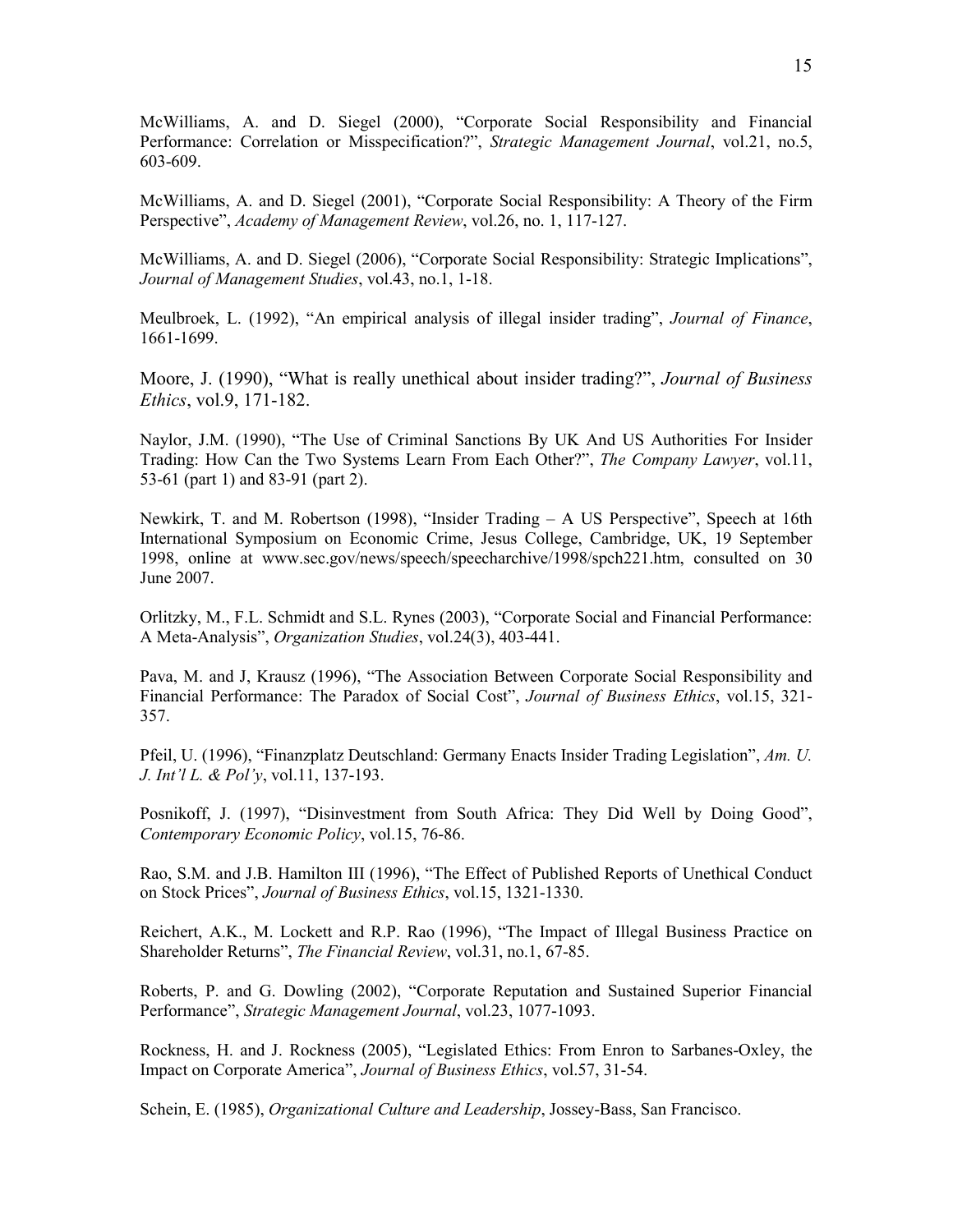McWilliams, A. and D. Siegel (2000), "Corporate Social Responsibility and Financial Performance: Correlation or Misspecification?", *Strategic Management Journal*, vol.21, no.5, 603-609.

McWilliams, A. and D. Siegel (2001), "Corporate Social Responsibility: A Theory of the Firm Perspective", *Academy of Management Review*, vol.26, no. 1, 117-127.

McWilliams, A. and D. Siegel (2006), "Corporate Social Responsibility: Strategic Implications", *Journal of Management Studies*, vol.43, no.1, 1-18.

Meulbroek, L. (1992), "An empirical analysis of illegal insider trading", *Journal of Finance*, 1661-1699.

Moore, J. (1990), "What is really unethical about insider trading?", *Journal of Business Ethics*, vol.9, 171-182.

Naylor, J.M. (1990), "The Use of Criminal Sanctions By UK And US Authorities For Insider Trading: How Can the Two Systems Learn From Each Other?", *The Company Lawyer*, vol.11, 53-61 (part 1) and 83-91 (part 2).

Newkirk, T. and M. Robertson (1998), "Insider Trading – A US Perspective", Speech at 16th International Symposium on Economic Crime, Jesus College, Cambridge, UK, 19 September 1998, online at www.sec.gov/news/speech/speecharchive/1998/spch221.htm, consulted on 30 June 2007.

Orlitzky, M., F.L. Schmidt and S.L. Rynes (2003), "Corporate Social and Financial Performance: A Meta-Analysis", *Organization Studies*, vol.24(3), 403-441.

Pava, M. and J, Krausz (1996), "The Association Between Corporate Social Responsibility and Financial Performance: The Paradox of Social Cost", *Journal of Business Ethics*, vol.15, 321-357.

Pfeil, U. (1996), "Finanzplatz Deutschland: Germany Enacts Insider Trading Legislation", *Am. U. J. Int'l L. & Pol'y*, vol.11, 137-193.

Posnikoff, J. (1997), "Disinvestment from South Africa: They Did Well by Doing Good", *Contemporary Economic Policy*, vol.15, 76-86.

Rao, S.M. and J.B. Hamilton III (1996), "The Effect of Published Reports of Unethical Conduct on Stock Prices", *Journal of Business Ethics*, vol.15, 1321-1330.

Reichert, A.K., M. Lockett and R.P. Rao (1996), "The Impact of Illegal Business Practice on Shareholder Returns", *The Financial Review*, vol.31, no.1, 67-85.

Roberts, P. and G. Dowling (2002), "Corporate Reputation and Sustained Superior Financial Performance", *Strategic Management Journal*, vol.23, 1077-1093.

Rockness, H. and J. Rockness (2005), "Legislated Ethics: From Enron to Sarbanes-Oxley, the Impact on Corporate America", *Journal of Business Ethics*, vol.57, 31-54.

Schein, E. (1985), *Organizational Culture and Leadership*, Jossey-Bass, San Francisco.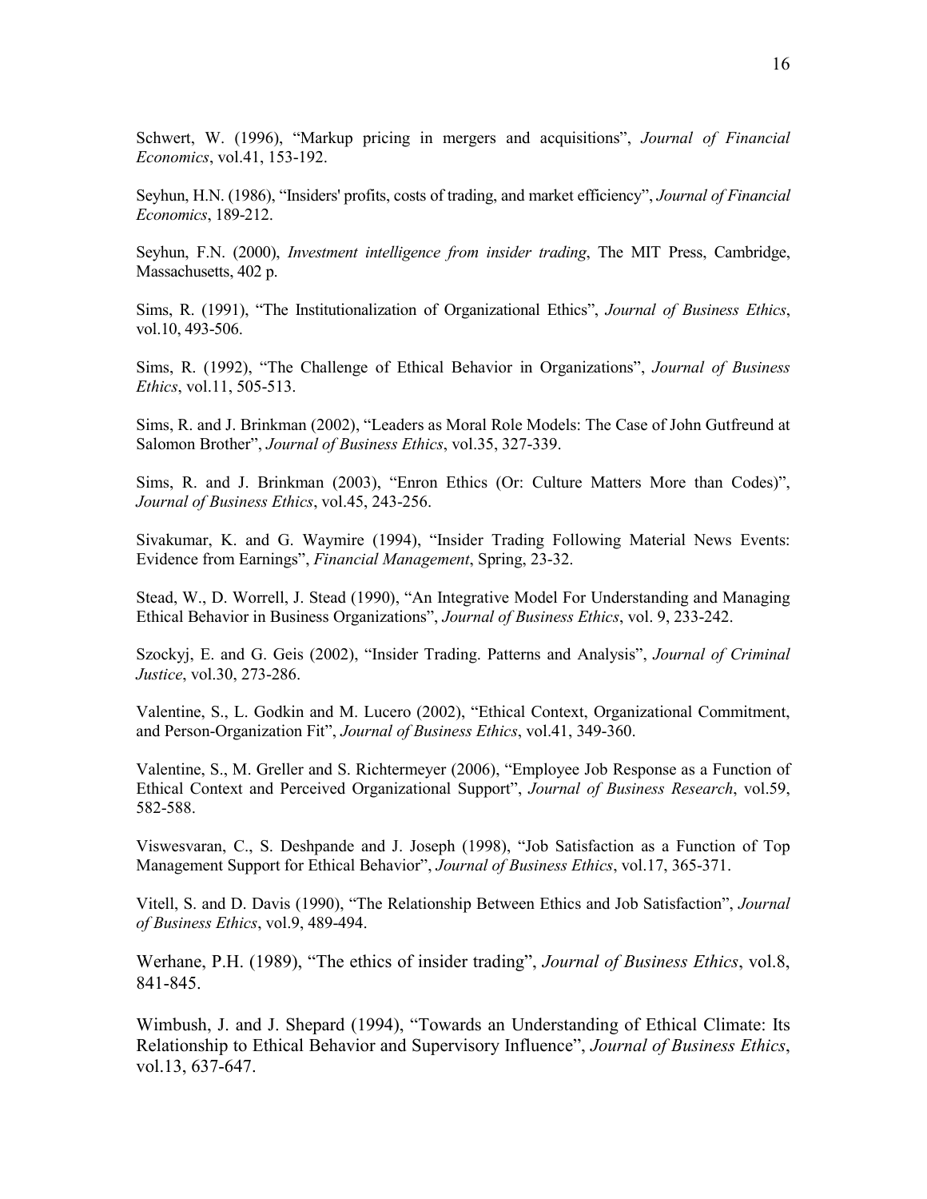Schwert, W. (1996), "Markup pricing in mergers and acquisitions", *Journal of Financial Economics*, vol.41, 153-192.

Seyhun, H.N. (1986), "Insiders' profits, costs of trading, and market efficiency", *Journal of Financial Economics*, 189-212.

Seyhun, F.N. (2000), *Investment intelligence from insider trading*, The MIT Press, Cambridge, Massachusetts, 402 p.

Sims, R. (1991), "The Institutionalization of Organizational Ethics", *Journal of Business Ethics*, vol.10, 493-506.

Sims, R. (1992), "The Challenge of Ethical Behavior in Organizations", *Journal of Business Ethics*, vol.11, 505-513.

Sims, R. and J. Brinkman (2002), "Leaders as Moral Role Models: The Case of John Gutfreund at Salomon Brother", *Journal of Business Ethics*, vol.35, 327-339.

Sims, R. and J. Brinkman (2003), "Enron Ethics (Or: Culture Matters More than Codes)", *Journal of Business Ethics*, vol.45, 243-256.

Sivakumar, K. and G. Waymire (1994), "Insider Trading Following Material News Events: Evidence from Earnings", *Financial Management*, Spring, 23-32.

Stead, W., D. Worrell, J. Stead (1990), "An Integrative Model For Understanding and Managing Ethical Behavior in Business Organizations", *Journal of Business Ethics*, vol. 9, 233-242.

Szockyj, E. and G. Geis (2002), "Insider Trading. Patterns and Analysis", *Journal of Criminal Justice*, vol.30, 273-286.

Valentine, S., L. Godkin and M. Lucero (2002), "Ethical Context, Organizational Commitment, and Person-Organization Fit", *Journal of Business Ethics*, vol.41, 349-360.

Valentine, S., M. Greller and S. Richtermeyer (2006), "Employee Job Response as a Function of Ethical Context and Perceived Organizational Support", *Journal of Business Research*, vol.59, 582-588.

Viswesvaran, C., S. Deshpande and J. Joseph (1998), "Job Satisfaction as a Function of Top Management Support for Ethical Behavior", *Journal of Business Ethics*, vol.17, 365-371.

Vitell, S. and D. Davis (1990), "The Relationship Between Ethics and Job Satisfaction", *Journal of Business Ethics*, vol.9, 489-494.

Werhane, P.H. (1989), "The ethics of insider trading", *Journal of Business Ethics*, vol.8, 841-845.

Wimbush, J. and J. Shepard (1994), "Towards an Understanding of Ethical Climate: Its Relationship to Ethical Behavior and Supervisory Influence", *Journal of Business Ethics*, vol.13, 637-647.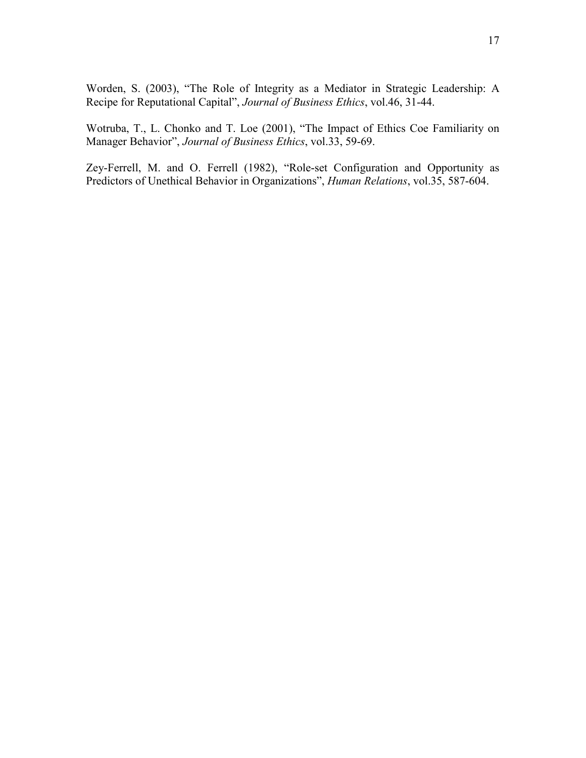Worden, S. (2003), "The Role of Integrity as a Mediator in Strategic Leadership: A Recipe for Reputational Capital", *Journal of Business Ethics*, vol.46, 31-44.

Wotruba, T., L. Chonko and T. Loe (2001), "The Impact of Ethics Coe Familiarity on Manager Behavior", *Journal of Business Ethics*, vol.33, 59-69.

Zey-Ferrell, M. and O. Ferrell (1982), "Role-set Configuration and Opportunity as Predictors of Unethical Behavior in Organizations", *Human Relations*, vol.35, 587-604.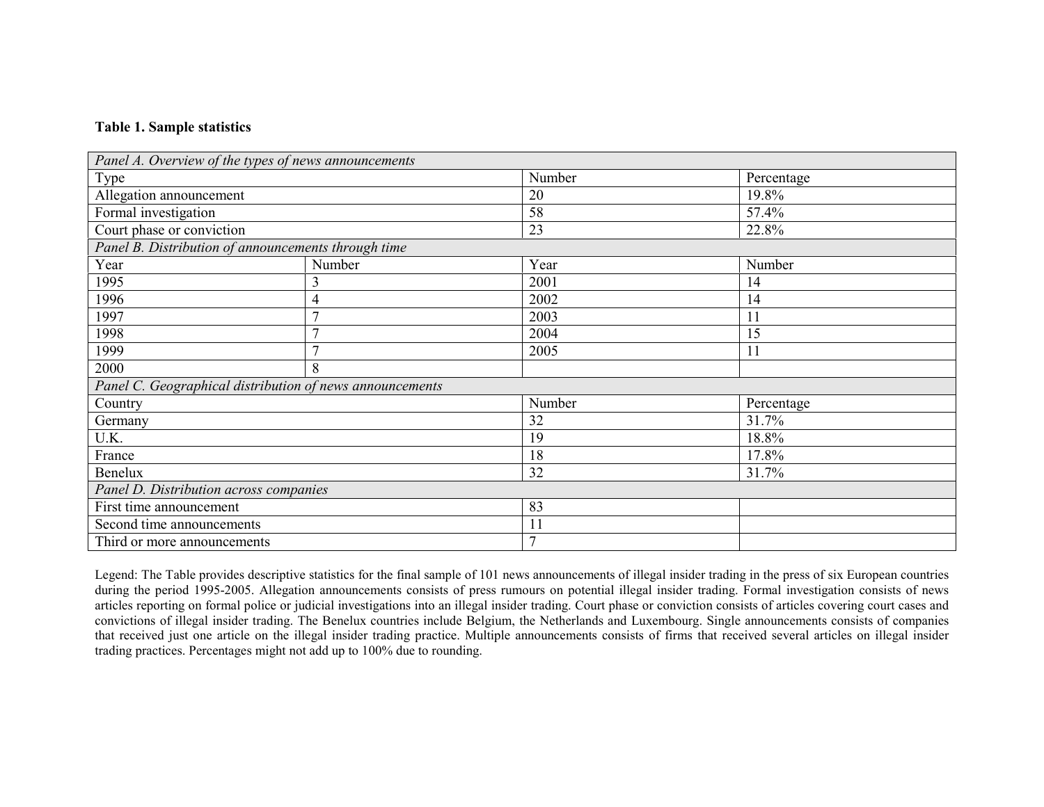**Table 1. Sample statistics**

| *Panel A. Overview of the types of news announcements* | | | |
|---|---|---|---|
| Type | | Number | Percentage |
| Allegation announcement | | 20 | 19.8% |
| Formal investigation | | 58 | 57.4% |
| Court phase or conviction | | 23 | 22.8% |
| *Panel B. Distribution of announcements through time* | | | |
| Year | Number | Year | Number |
| 1995 | 3 | 2001 | 14 |
| 1996 | 4 | 2002 | 14 |
| 1997 | 7 | 2003 | 11 |
| 1998 | 7 | 2004 | 15 |
| 1999 | 7 | 2005 | 11 |
| 2000 | 8 | | |
| *Panel C. Geographical distribution of news announcements* | | | |
| Country | | Number | Percentage |
| Germany | | 32 | 31.7% |
| U.K. | | 19 | 18.8% |
| France | | 18 | 17.8% |
| Benelux | | 32 | 31.7% |
| *Panel D. Distribution across companies* | | | |
| First time announcement | | 83 | |
| Second time announcements | | 11 | |
| Third or more announcements | | 7 | |

Legend: The Table provides descriptive statistics for the final sample of 101 news announcements of illegal insider trading in the press of six European countries during the period 1995-2005. Allegation announcements consists of press rumours on potential illegal insider trading. Formal investigation consists of news articles reporting on formal police or judicial investigations into an illegal insider trading. Court phase or conviction consists of articles covering court cases and convictions of illegal insider trading. The Benelux countries include Belgium, the Netherlands and Luxembourg. Single announcements consists of companies that received just one article on the illegal insider trading practice. Multiple announcements consists of firms that received several articles on illegal insider trading practices. Percentages might not add up to 100% due to rounding.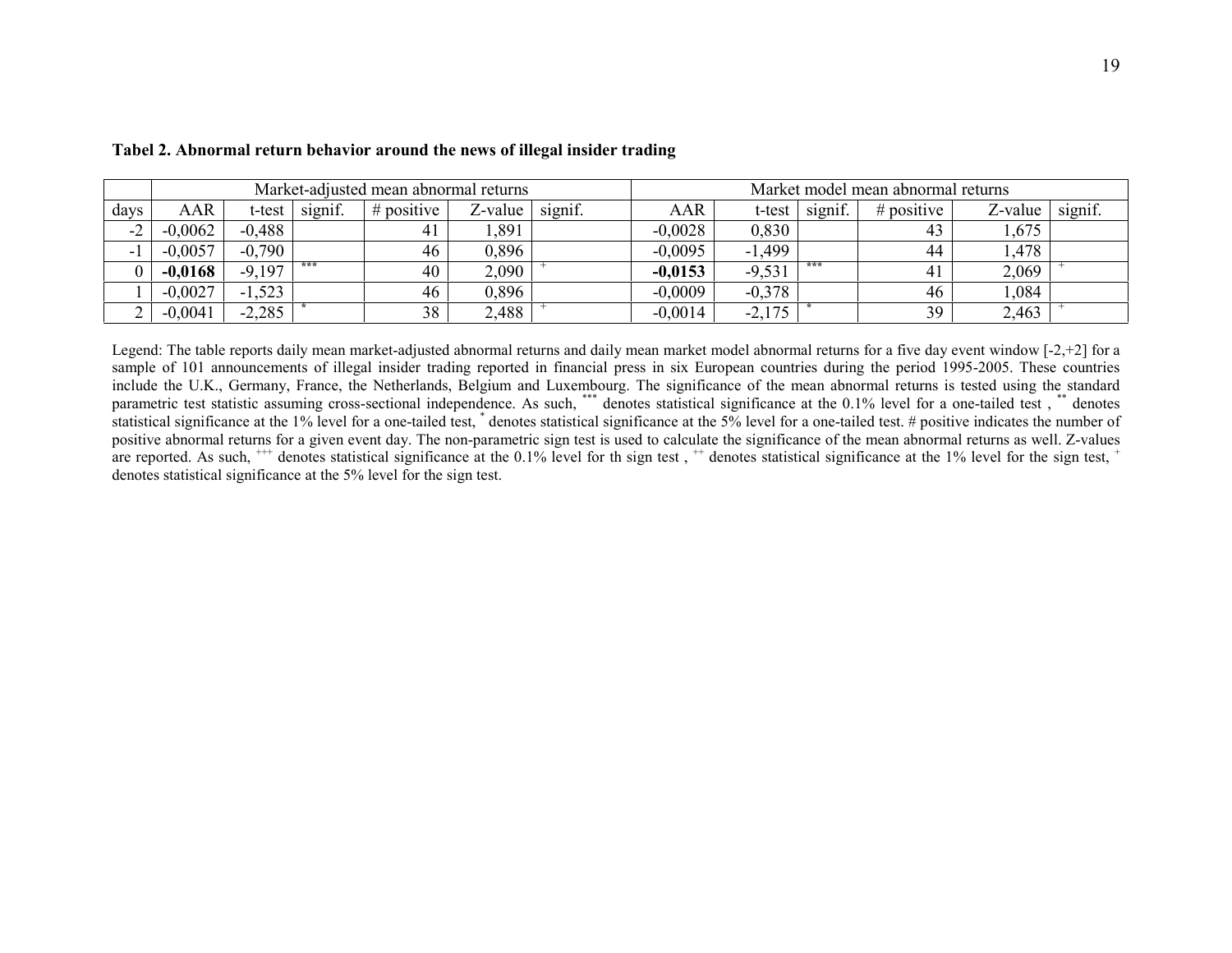**Tabel 2. Abnormal return behavior around the news of illegal insider trading**

| | Market-adjusted mean abnormal returns | | | | | | Market model mean abnormal returns | | | | | |
|---|---|---|---|---|---|---|---|---|---|---|---|---|
| days | AAR | t-test | signif. | # positive | Z-value | signif. | AAR | t-test | signif. | # positive | Z-value | signif. |
| -2 | -0,0062 | -0,488 | | 41 | 1,891 | | -0,0028 | 0,830 | | 43 | 1,675 | |
| -1 | -0,0057 | -0,790 | | 46 | 0,896 | | -0,0095 | -1,499 | | 44 | 1,478 | |
| 0 | **-0,0168** | -9,197 | *** | 40 | 2,090 | + | **-0,0153** | -9,531 | *** | 41 | 2,069 | + |
| 1 | -0,0027 | -1,523 | | 46 | 0,896 | | -0,0009 | -0,378 | | 46 | 1,084 | |
| 2 | -0,0041 | -2,285 | * | 38 | 2,488 | + | -0,0014 | -2,175 | * | 39 | 2,463 | + |

Legend: The table reports daily mean market-adjusted abnormal returns and daily mean market model abnormal returns for a five day event window [-2,+2] for a sample of 101 announcements of illegal insider trading reported in financial press in six European countries during the period 1995-2005. These countries include the U.K., Germany, France, the Netherlands, Belgium and Luxembourg. The significance of the mean abnormal returns is tested using the standard parametric test statistic assuming cross-sectional independence. As such, *** denotes statistical significance at the 0.1% level for a one-tailed test , ** denotes statistical significance at the 1% level for a one-tailed test, * denotes statistical significance at the 5% level for a one-tailed test. # positive indicates the number of positive abnormal returns for a given event day. The non-parametric sign test is used to calculate the significance of the mean abnormal returns as well. Z-values are reported. As such, +++ denotes statistical significance at the 0.1% level for th sign test , ++ denotes statistical significance at the 1% level for the sign test, + denotes statistical significance at the 5% level for the sign test.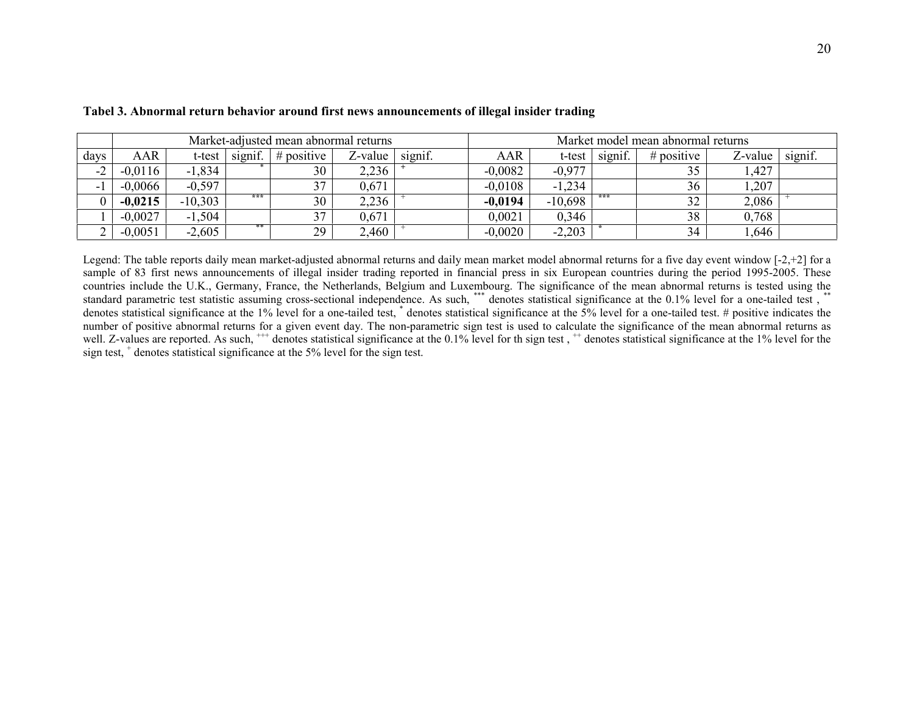**Tabel 3. Abnormal return behavior around first news announcements of illegal insider trading**

| | Market-adjusted mean abnormal returns | | | | | | Market model mean abnormal returns | | | | | |
|---|---|---|---|---|---|---|---|---|---|---|---|---|
| days | AAR | t-test | signif. | # positive | Z-value | signif. | AAR | t-test | signif. | # positive | Z-value | signif. |
| -2 | -0,0116 | -1,834 | * | 30 | 2,236 | + | -0,0082 | -0,977 | | 35 | 1,427 | |
| -1 | -0,0066 | -0,597 | | 37 | 0,671 | | -0,0108 | -1,234 | | 36 | 1,207 | |
| 0 | **-0,0215** | -10,303 | *** | 30 | 2,236 | + | **-0,0194** | -10,698 | *** | 32 | 2,086 | + |
| 1 | -0,0027 | -1,504 | | 37 | 0,671 | | 0,0021 | 0,346 | | 38 | 0,768 | |
| 2 | -0,0051 | -2,605 | ** | 29 | 2,460 | + | -0,0020 | -2,203 | * | 34 | 1,646 | |

Legend: The table reports daily mean market-adjusted abnormal returns and daily mean market model abnormal returns for a five day event window [-2,+2] for a sample of 83 first news announcements of illegal insider trading reported in financial press in six European countries during the period 1995-2005. These countries include the U.K., Germany, France, the Netherlands, Belgium and Luxembourg. The significance of the mean abnormal returns is tested using the standard parametric test statistic assuming cross-sectional independence. As such, *** denotes statistical significance at the 0.1% level for a one-tailed test , ** denotes statistical significance at the 1% level for a one-tailed test, * denotes statistical significance at the 5% level for a one-tailed test. # positive indicates the number of positive abnormal returns for a given event day. The non-parametric sign test is used to calculate the significance of the mean abnormal returns as well. Z-values are reported. As such, +++ denotes statistical significance at the 0.1% level for th sign test , ++ denotes statistical significance at the 1% level for the sign test, + denotes statistical significance at the 5% level for the sign test.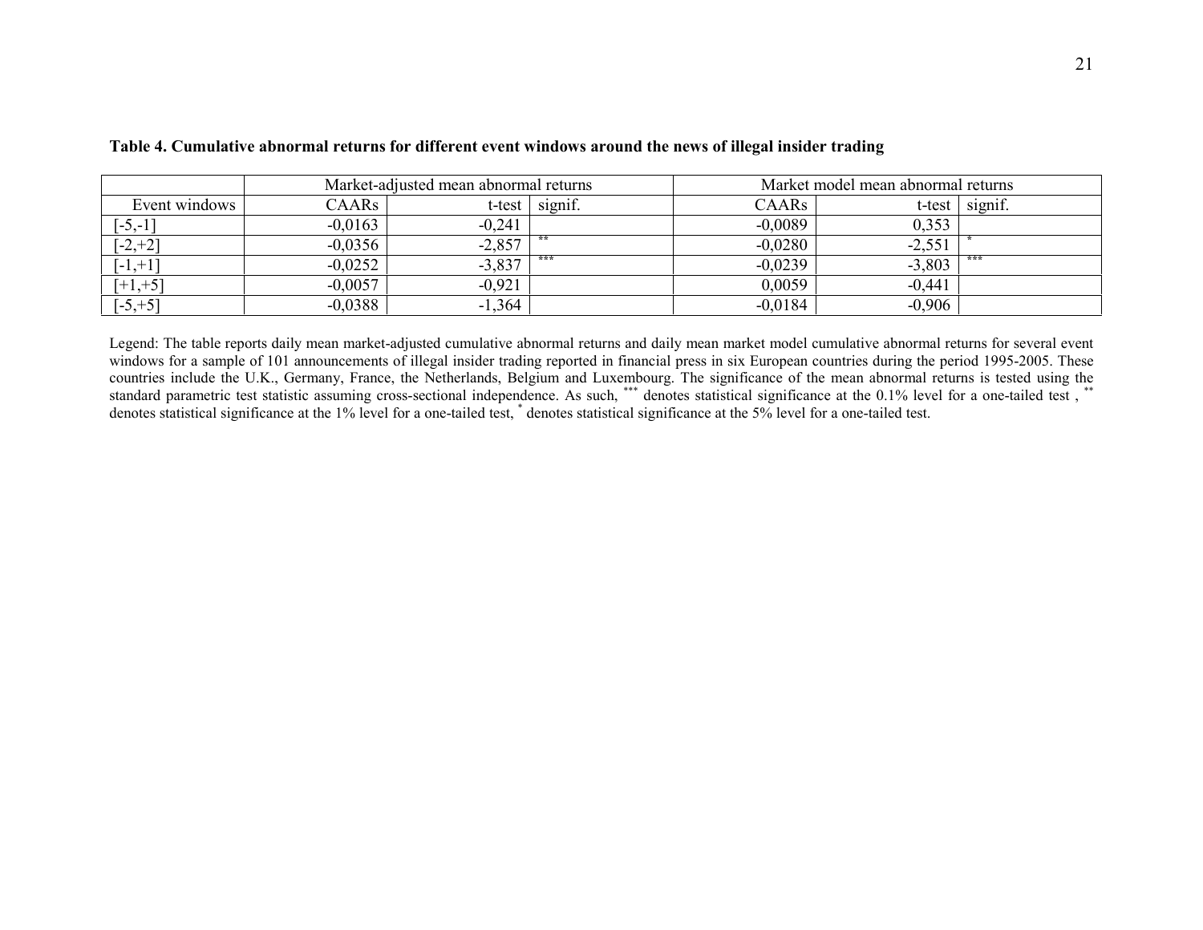**Table 4. Cumulative abnormal returns for different event windows around the news of illegal insider trading**

| | Market-adjusted mean abnormal returns | | | Market model mean abnormal returns | | |
|---|---|---|---|---|---|---|
| Event windows | CAARs | t-test | signif. | CAARs | t-test | signif. |
| [-5,-1] | -0,0163 | -0,241 | | -0,0089 | 0,353 | |
| [-2,+2] | -0,0356 | -2,857 | ** | -0,0280 | -2,551 | * |
| [-1,+1] | -0,0252 | -3,837 | *** | -0,0239 | -3,803 | *** |
| [+1,+5] | -0,0057 | -0,921 | | 0,0059 | -0,441 | |
| [-5,+5] | -0,0388 | -1,364 | | -0,0184 | -0,906 | |

Legend: The table reports daily mean market-adjusted cumulative abnormal returns and daily mean market model cumulative abnormal returns for several event windows for a sample of 101 announcements of illegal insider trading reported in financial press in six European countries during the period 1995-2005. These countries include the U.K., Germany, France, the Netherlands, Belgium and Luxembourg. The significance of the mean abnormal returns is tested using the standard parametric test statistic assuming cross-sectional independence. As such, *** denotes statistical significance at the 0.1% level for a one-tailed test , ** denotes statistical significance at the 1% level for a one-tailed test, * denotes statistical significance at the 5% level for a one-tailed test.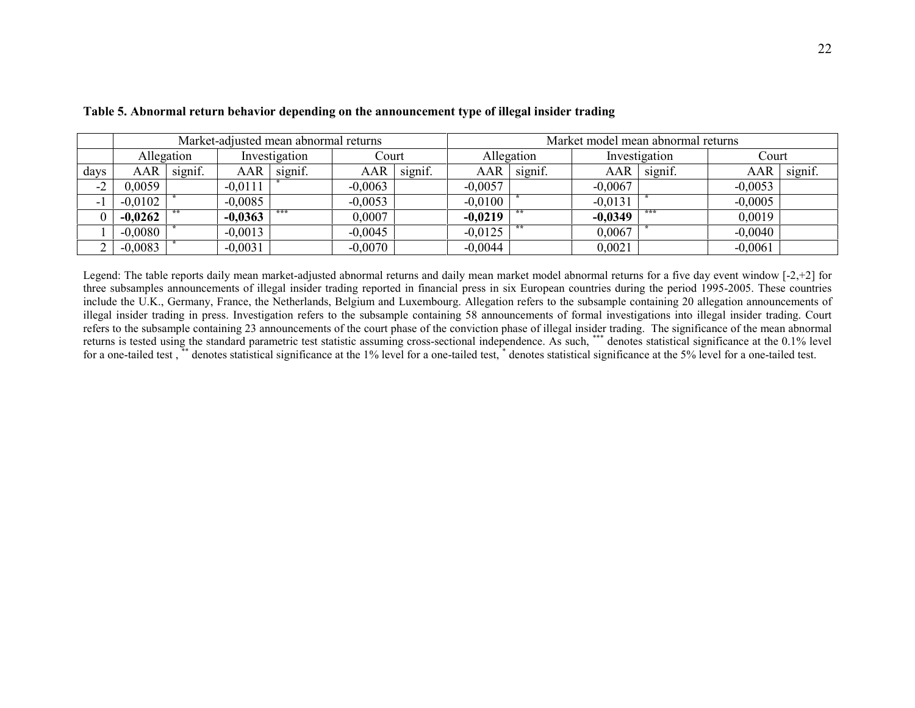**Table 5. Abnormal return behavior depending on the announcement type of illegal insider trading**

| | Market-adjusted mean abnormal returns | | | | | | Market model mean abnormal returns | | | | | |
|---|---|---|---|---|---|---|---|---|---|---|---|---|
| | Allegation | | Investigation | | Court | | Allegation | | Investigation | | Court | |
| days | AAR | signif. | AAR | signif. | AAR | signif. | AAR | signif. | AAR | signif. | AAR | signif. |
| -2 | 0,0059 | | -0,0111 | * | -0,0063 | | -0,0057 | | -0,0067 | | -0,0053 | |
| -1 | -0,0102 | * | -0,0085 | | -0,0053 | | -0,0100 | * | -0,0131 | * | -0,0005 | |
| 0 | **-0,0262** | ** | **-0,0363** | *** | 0,0007 | | **-0,0219** | ** | **-0,0349** | *** | 0,0019 | |
| 1 | -0,0080 | * | -0,0013 | | -0,0045 | | -0,0125 | ** | 0,0067 | * | -0,0040 | |
| 2 | -0,0083 | * | -0,0031 | | -0,0070 | | -0,0044 | | 0,0021 | | -0,0061 | |

Legend: The table reports daily mean market-adjusted abnormal returns and daily mean market model abnormal returns for a five day event window [-2,+2] for three subsamples announcements of illegal insider trading reported in financial press in six European countries during the period 1995-2005. These countries include the U.K., Germany, France, the Netherlands, Belgium and Luxembourg. Allegation refers to the subsample containing 20 allegation announcements of illegal insider trading in press. Investigation refers to the subsample containing 58 announcements of formal investigations into illegal insider trading. Court refers to the subsample containing 23 announcements of the court phase of the conviction phase of illegal insider trading. The significance of the mean abnormal returns is tested using the standard parametric test statistic assuming cross-sectional independence. As such, *** denotes statistical significance at the 0.1% level for a one-tailed test , ** denotes statistical significance at the 1% level for a one-tailed test, * denotes statistical significance at the 5% level for a one-tailed test.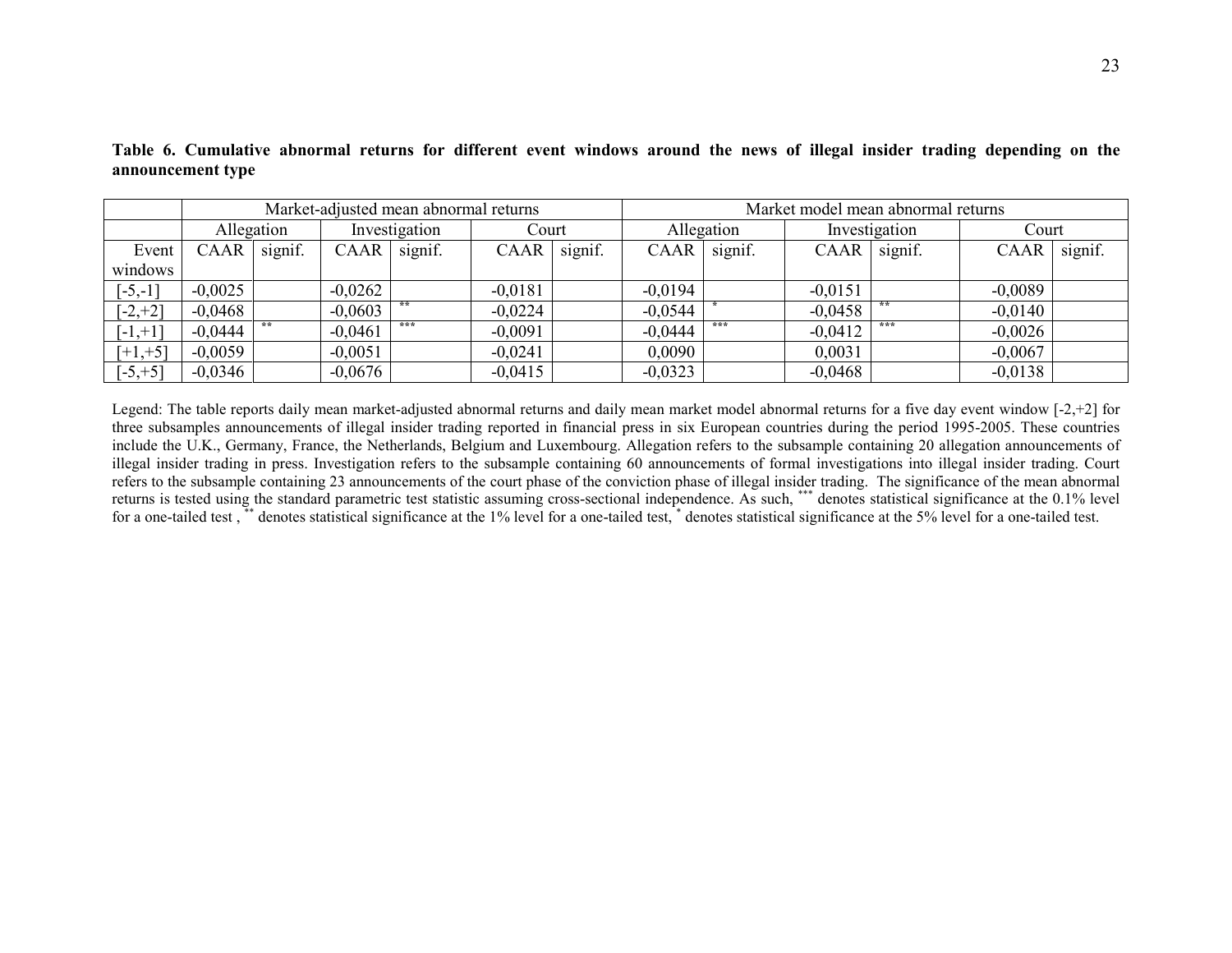**Table 6. Cumulative abnormal returns for different event windows around the news of illegal insider trading depending on the announcement type**

| | Market-adjusted mean abnormal returns | | | | | | Market model mean abnormal returns | | | | | |
|---|---|---|---|---|---|---|---|---|---|---|---|---|
| | Allegation | | Investigation | | Court | | Allegation | | Investigation | | Court | |
| Event windows | CAAR | signif. | CAAR | signif. | CAAR | signif. | CAAR | signif. | CAAR | signif. | CAAR | signif. |
| [-5,-1] | -0,0025 | | -0,0262 | | -0,0181 | | -0,0194 | | -0,0151 | | -0,0089 | |
| [-2,+2] | -0,0468 | | -0,0603 | ** | -0,0224 | | -0,0544 | * | -0,0458 | ** | -0,0140 | |
| [-1,+1] | -0,0444 | ** | -0,0461 | *** | -0,0091 | | -0,0444 | *** | -0,0412 | *** | -0,0026 | |
| [+1,+5] | -0,0059 | | -0,0051 | | -0,0241 | | 0,0090 | | 0,0031 | | -0,0067 | |
| [-5,+5] | -0,0346 | | -0,0676 | | -0,0415 | | -0,0323 | | -0,0468 | | -0,0138 | |

Legend: The table reports daily mean market-adjusted abnormal returns and daily mean market model abnormal returns for a five day event window [-2,+2] for three subsamples announcements of illegal insider trading reported in financial press in six European countries during the period 1995-2005. These countries include the U.K., Germany, France, the Netherlands, Belgium and Luxembourg. Allegation refers to the subsample containing 20 allegation announcements of illegal insider trading in press. Investigation refers to the subsample containing 60 announcements of formal investigations into illegal insider trading. Court refers to the subsample containing 23 announcements of the court phase of the conviction phase of illegal insider trading. The significance of the mean abnormal returns is tested using the standard parametric test statistic assuming cross-sectional independence. As such, *** denotes statistical significance at the 0.1% level for a one-tailed test , ** denotes statistical significance at the 1% level for a one-tailed test, * denotes statistical significance at the 5% level for a one-tailed test.